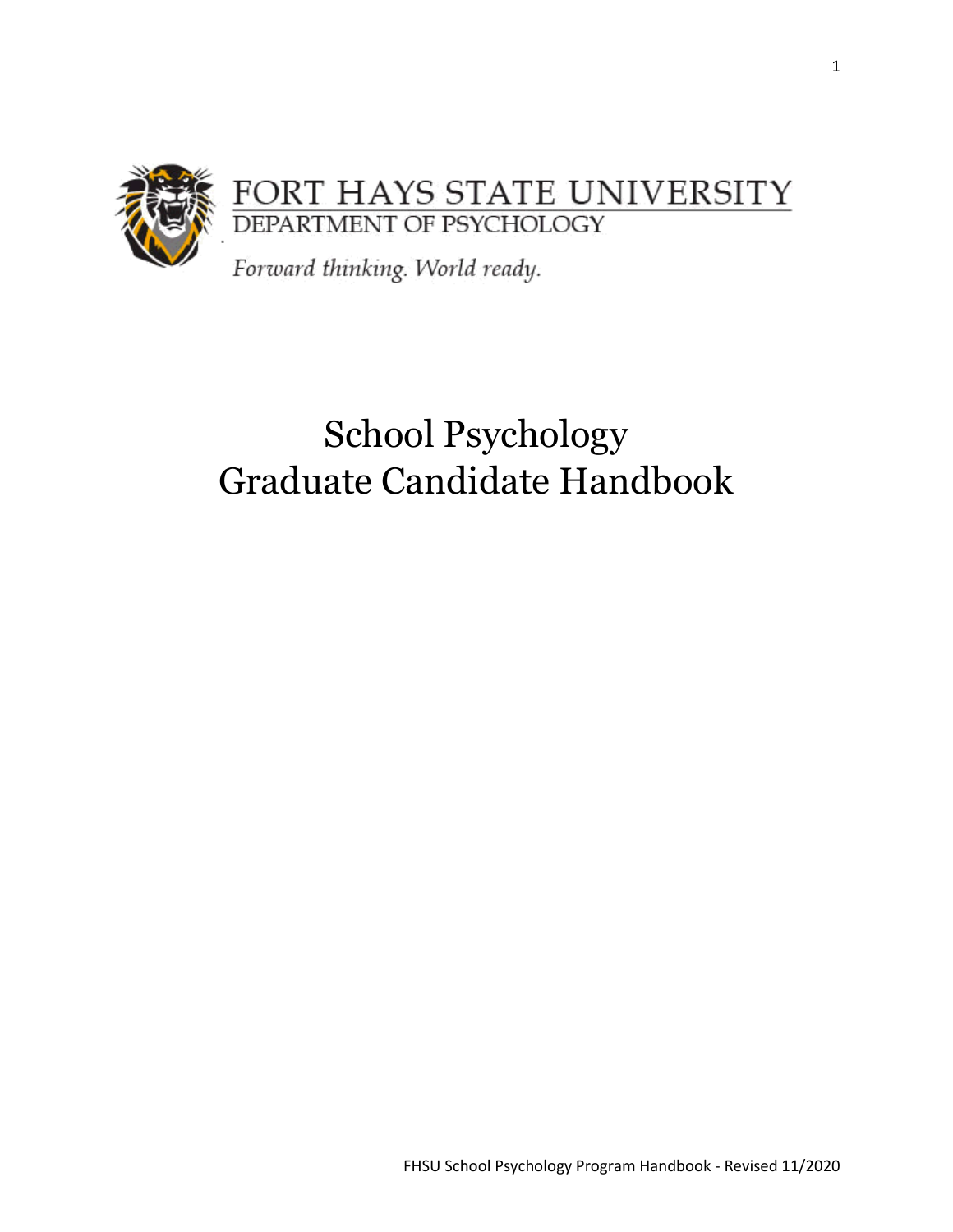FORT HAYS STATE UNIVERSITY
DEPARTMENT OF PSYCHOLOGY

*Forward thinking. World ready.*

# School Psychology Graduate Candidate Handbook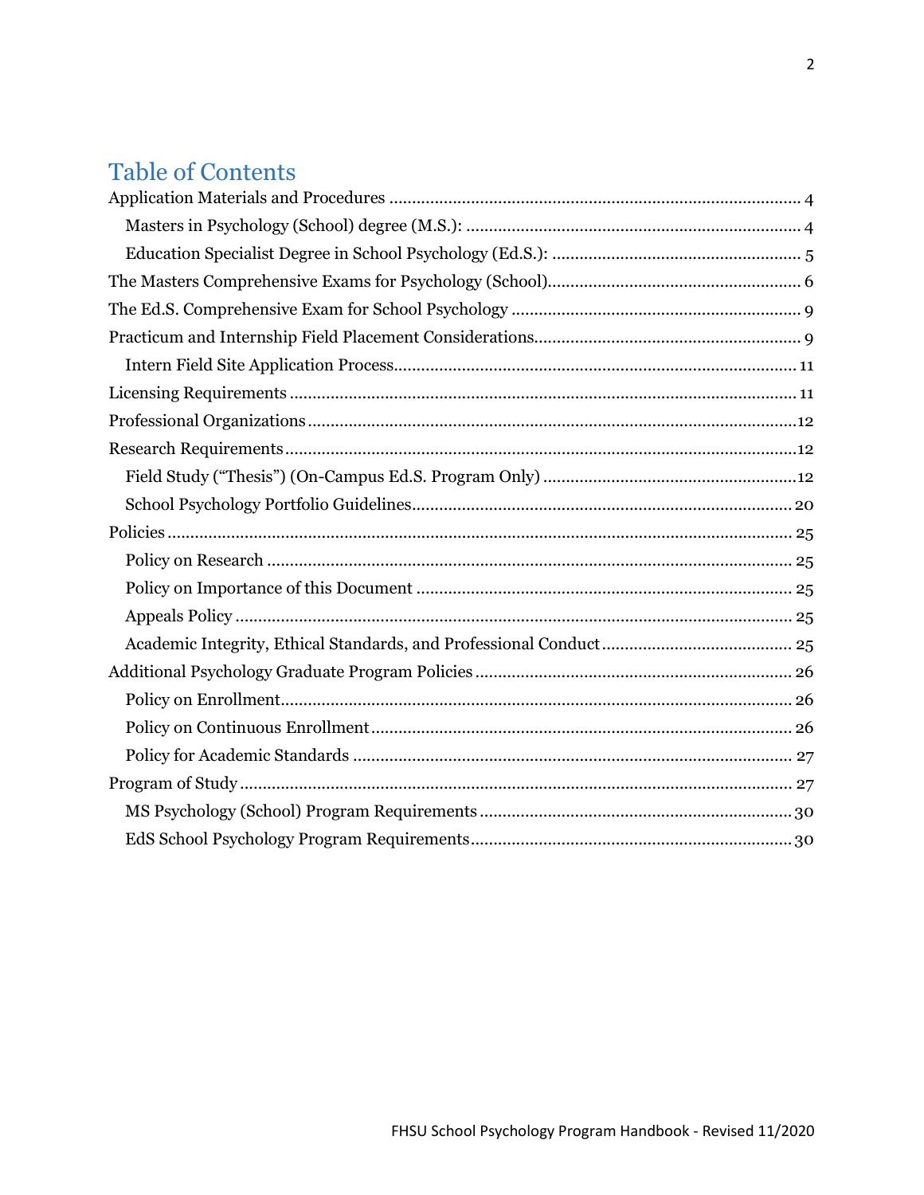# Table of Contents

Application Materials and Procedures .......... 4

- Masters in Psychology (School) degree (M.S.): .......... 4
- Education Specialist Degree in School Psychology (Ed.S.): .......... 5

The Masters Comprehensive Exams for Psychology (School) .......... 6

The Ed.S. Comprehensive Exam for School Psychology .......... 9

Practicum and Internship Field Placement Considerations .......... 9

- Intern Field Site Application Process .......... 11

Licensing Requirements .......... 11

Professional Organizations .......... 12

Research Requirements .......... 12

- Field Study (“Thesis”) (On-Campus Ed.S. Program Only) .......... 12
- School Psychology Portfolio Guidelines .......... 20

Policies .......... 25

- Policy on Research .......... 25
- Policy on Importance of this Document .......... 25
- Appeals Policy .......... 25
- Academic Integrity, Ethical Standards, and Professional Conduct .......... 25

Additional Psychology Graduate Program Policies .......... 26

- Policy on Enrollment .......... 26
- Policy on Continuous Enrollment .......... 26
- Policy for Academic Standards .......... 27

Program of Study .......... 27

- MS Psychology (School) Program Requirements .......... 30
- EdS School Psychology Program Requirements .......... 30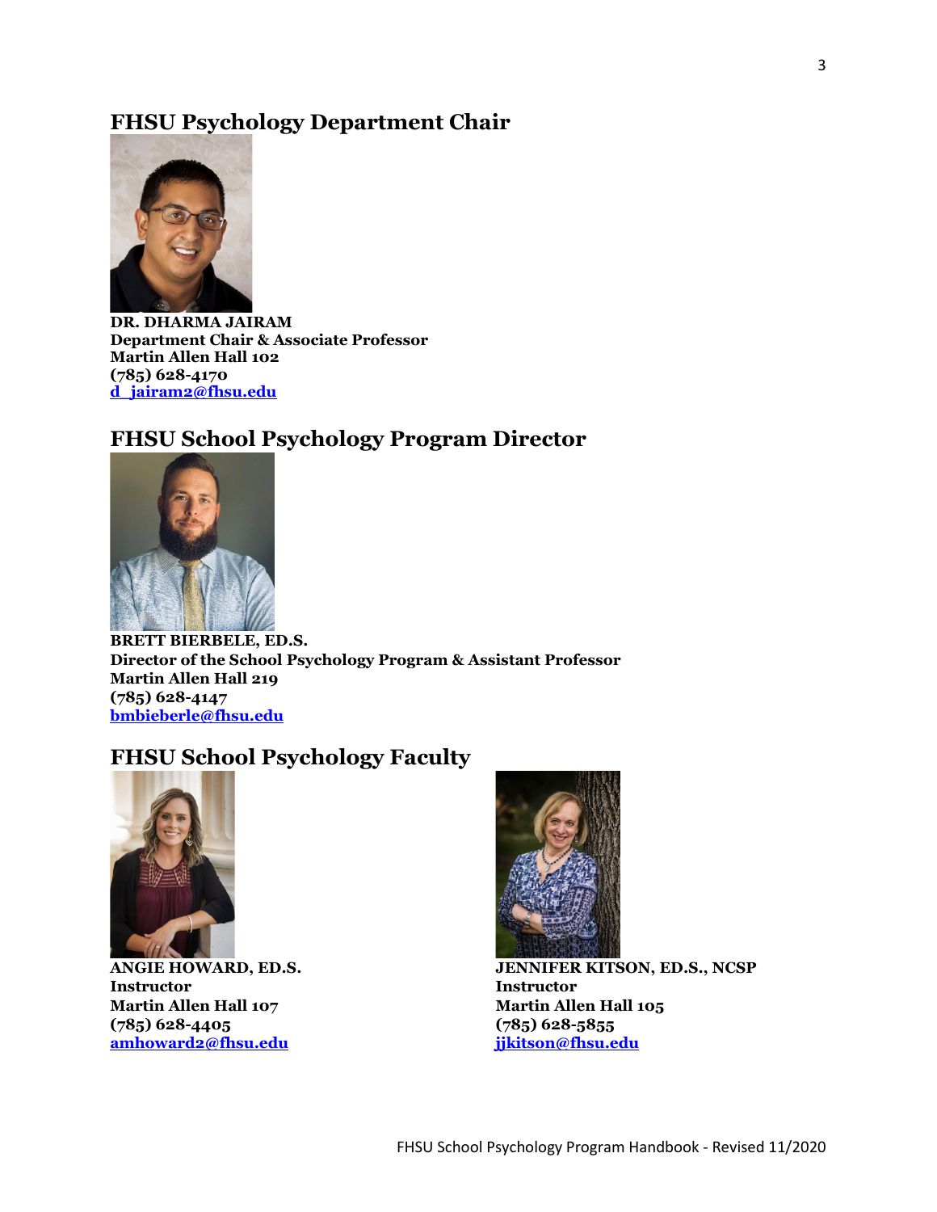## FHSU Psychology Department Chair

**DR. DHARMA JAIRAM**
**Department Chair & Associate Professor**
**Martin Allen Hall 102**
**(785) 628-4170**
**d_jairam2@fhsu.edu**

## FHSU School Psychology Program Director

**BRETT BIERBELE, ED.S.**
**Director of the School Psychology Program & Assistant Professor**
**Martin Allen Hall 219**
**(785) 628-4147**
**bmbieberle@fhsu.edu**

## FHSU School Psychology Faculty

**ANGIE HOWARD, ED.S.**
**Instructor**
**Martin Allen Hall 107**
**(785) 628-4405**
**amhoward2@fhsu.edu**

**JENNIFER KITSON, ED.S., NCSP**
**Instructor**
**Martin Allen Hall 105**
**(785) 628-5855**
**jjkitson@fhsu.edu**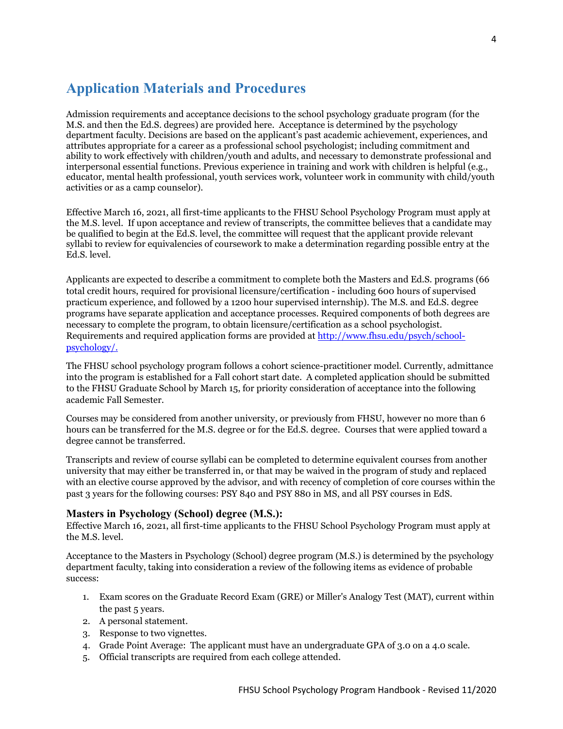## Application Materials and Procedures

Admission requirements and acceptance decisions to the school psychology graduate program (for the M.S. and then the Ed.S. degrees) are provided here. Acceptance is determined by the psychology department faculty. Decisions are based on the applicant's past academic achievement, experiences, and attributes appropriate for a career as a professional school psychologist; including commitment and ability to work effectively with children/youth and adults, and necessary to demonstrate professional and interpersonal essential functions. Previous experience in training and work with children is helpful (e.g., educator, mental health professional, youth services work, volunteer work in community with child/youth activities or as a camp counselor).

Effective March 16, 2021, all first-time applicants to the FHSU School Psychology Program must apply at the M.S. level. If upon acceptance and review of transcripts, the committee believes that a candidate may be qualified to begin at the Ed.S. level, the committee will request that the applicant provide relevant syllabi to review for equivalencies of coursework to make a determination regarding possible entry at the Ed.S. level.

Applicants are expected to describe a commitment to complete both the Masters and Ed.S. programs (66 total credit hours, required for provisional licensure/certification - including 600 hours of supervised practicum experience, and followed by a 1200 hour supervised internship). The M.S. and Ed.S. degree programs have separate application and acceptance processes. Required components of both degrees are necessary to complete the program, to obtain licensure/certification as a school psychologist. Requirements and required application forms are provided at [http://www.fhsu.edu/psych/school-psychology/.](http://www.fhsu.edu/psych/school-psychology/)

The FHSU school psychology program follows a cohort science-practitioner model. Currently, admittance into the program is established for a Fall cohort start date. A completed application should be submitted to the FHSU Graduate School by March 15, for priority consideration of acceptance into the following academic Fall Semester.

Courses may be considered from another university, or previously from FHSU, however no more than 6 hours can be transferred for the M.S. degree or for the Ed.S. degree. Courses that were applied toward a degree cannot be transferred.

Transcripts and review of course syllabi can be completed to determine equivalent courses from another university that may either be transferred in, or that may be waived in the program of study and replaced with an elective course approved by the advisor, and with recency of completion of core courses within the past 3 years for the following courses: PSY 840 and PSY 880 in MS, and all PSY courses in EdS.

### Masters in Psychology (School) degree (M.S.):

Effective March 16, 2021, all first-time applicants to the FHSU School Psychology Program must apply at the M.S. level.

Acceptance to the Masters in Psychology (School) degree program (M.S.) is determined by the psychology department faculty, taking into consideration a review of the following items as evidence of probable success:

1. Exam scores on the Graduate Record Exam (GRE) or Miller's Analogy Test (MAT), current within the past 5 years.
2. A personal statement.
3. Response to two vignettes.
4. Grade Point Average: The applicant must have an undergraduate GPA of 3.0 on a 4.0 scale.
5. Official transcripts are required from each college attended.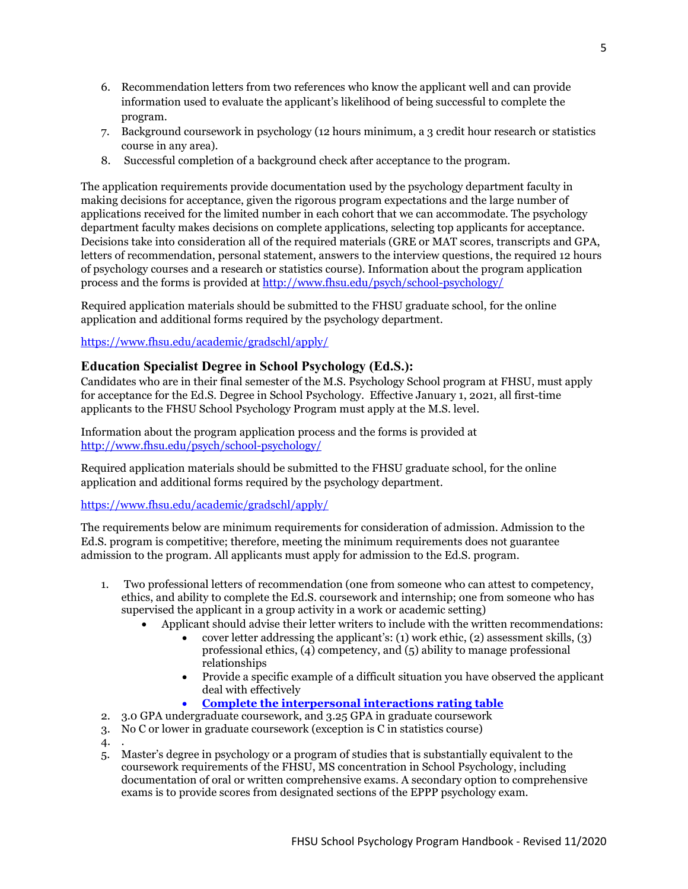6. Recommendation letters from two references who know the applicant well and can provide information used to evaluate the applicant's likelihood of being successful to complete the program.
7. Background coursework in psychology (12 hours minimum, a 3 credit hour research or statistics course in any area).
8. Successful completion of a background check after acceptance to the program.

The application requirements provide documentation used by the psychology department faculty in making decisions for acceptance, given the rigorous program expectations and the large number of applications received for the limited number in each cohort that we can accommodate. The psychology department faculty makes decisions on complete applications, selecting top applicants for acceptance. Decisions take into consideration all of the required materials (GRE or MAT scores, transcripts and GPA, letters of recommendation, personal statement, answers to the interview questions, the required 12 hours of psychology courses and a research or statistics course). Information about the program application process and the forms is provided at http://www.fhsu.edu/psych/school-psychology/

Required application materials should be submitted to the FHSU graduate school, for the online application and additional forms required by the psychology department.

https://www.fhsu.edu/academic/gradschl/apply/

### Education Specialist Degree in School Psychology (Ed.S.):

Candidates who are in their final semester of the M.S. Psychology School program at FHSU, must apply for acceptance for the Ed.S. Degree in School Psychology. Effective January 1, 2021, all first-time applicants to the FHSU School Psychology Program must apply at the M.S. level.

Information about the program application process and the forms is provided at http://www.fhsu.edu/psych/school-psychology/

Required application materials should be submitted to the FHSU graduate school, for the online application and additional forms required by the psychology department.

https://www.fhsu.edu/academic/gradschl/apply/

The requirements below are minimum requirements for consideration of admission. Admission to the Ed.S. program is competitive; therefore, meeting the minimum requirements does not guarantee admission to the program. All applicants must apply for admission to the Ed.S. program.

1. Two professional letters of recommendation (one from someone who can attest to competency, ethics, and ability to complete the Ed.S. coursework and internship; one from someone who has supervised the applicant in a group activity in a work or academic setting)
   - Applicant should advise their letter writers to include with the written recommendations:
     - cover letter addressing the applicant's: (1) work ethic, (2) assessment skills, (3) professional ethics, (4) competency, and (5) ability to manage professional relationships
     - Provide a specific example of a difficult situation you have observed the applicant deal with effectively
     - **Complete the interpersonal interactions rating table**
2. 3.0 GPA undergraduate coursework, and 3.25 GPA in graduate coursework
3. No C or lower in graduate coursework (exception is C in statistics course)
4. .
5. Master's degree in psychology or a program of studies that is substantially equivalent to the coursework requirements of the FHSU, MS concentration in School Psychology, including documentation of oral or written comprehensive exams. A secondary option to comprehensive exams is to provide scores from designated sections of the EPPP psychology exam.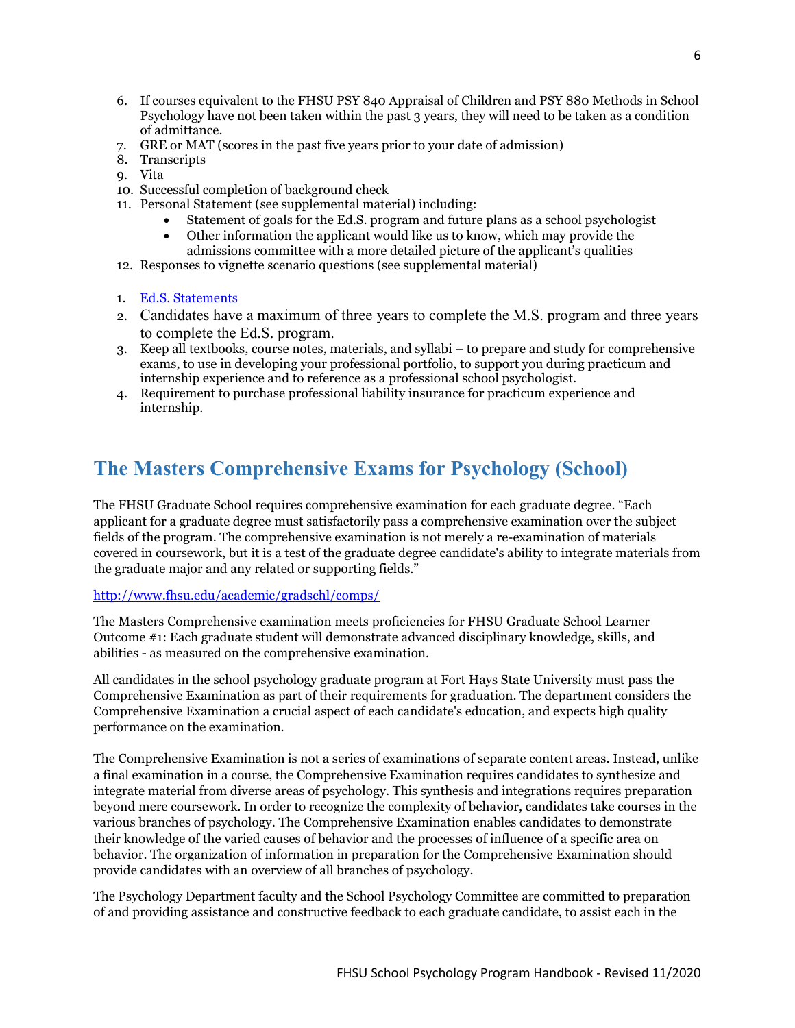6. If courses equivalent to the FHSU PSY 840 Appraisal of Children and PSY 880 Methods in School Psychology have not been taken within the past 3 years, they will need to be taken as a condition of admittance.
7. GRE or MAT (scores in the past five years prior to your date of admission)
8. Transcripts
9. Vita
10. Successful completion of background check
11. Personal Statement (see supplemental material) including:
    - Statement of goals for the Ed.S. program and future plans as a school psychologist
    - Other information the applicant would like us to know, which may provide the admissions committee with a more detailed picture of the applicant's qualities
12. Responses to vignette scenario questions (see supplemental material)

1. Ed.S. Statements
2. Candidates have a maximum of three years to complete the M.S. program and three years to complete the Ed.S. program.
3. Keep all textbooks, course notes, materials, and syllabi – to prepare and study for comprehensive exams, to use in developing your professional portfolio, to support you during practicum and internship experience and to reference as a professional school psychologist.
4. Requirement to purchase professional liability insurance for practicum experience and internship.

## The Masters Comprehensive Exams for Psychology (School)

The FHSU Graduate School requires comprehensive examination for each graduate degree. "Each applicant for a graduate degree must satisfactorily pass a comprehensive examination over the subject fields of the program. The comprehensive examination is not merely a re-examination of materials covered in coursework, but it is a test of the graduate degree candidate's ability to integrate materials from the graduate major and any related or supporting fields."

http://www.fhsu.edu/academic/gradschl/comps/

The Masters Comprehensive examination meets proficiencies for FHSU Graduate School Learner Outcome #1: Each graduate student will demonstrate advanced disciplinary knowledge, skills, and abilities - as measured on the comprehensive examination.

All candidates in the school psychology graduate program at Fort Hays State University must pass the Comprehensive Examination as part of their requirements for graduation. The department considers the Comprehensive Examination a crucial aspect of each candidate's education, and expects high quality performance on the examination.

The Comprehensive Examination is not a series of examinations of separate content areas. Instead, unlike a final examination in a course, the Comprehensive Examination requires candidates to synthesize and integrate material from diverse areas of psychology. This synthesis and integrations requires preparation beyond mere coursework. In order to recognize the complexity of behavior, candidates take courses in the various branches of psychology. The Comprehensive Examination enables candidates to demonstrate their knowledge of the varied causes of behavior and the processes of influence of a specific area on behavior. The organization of information in preparation for the Comprehensive Examination should provide candidates with an overview of all branches of psychology.

The Psychology Department faculty and the School Psychology Committee are committed to preparation of and providing assistance and constructive feedback to each graduate candidate, to assist each in the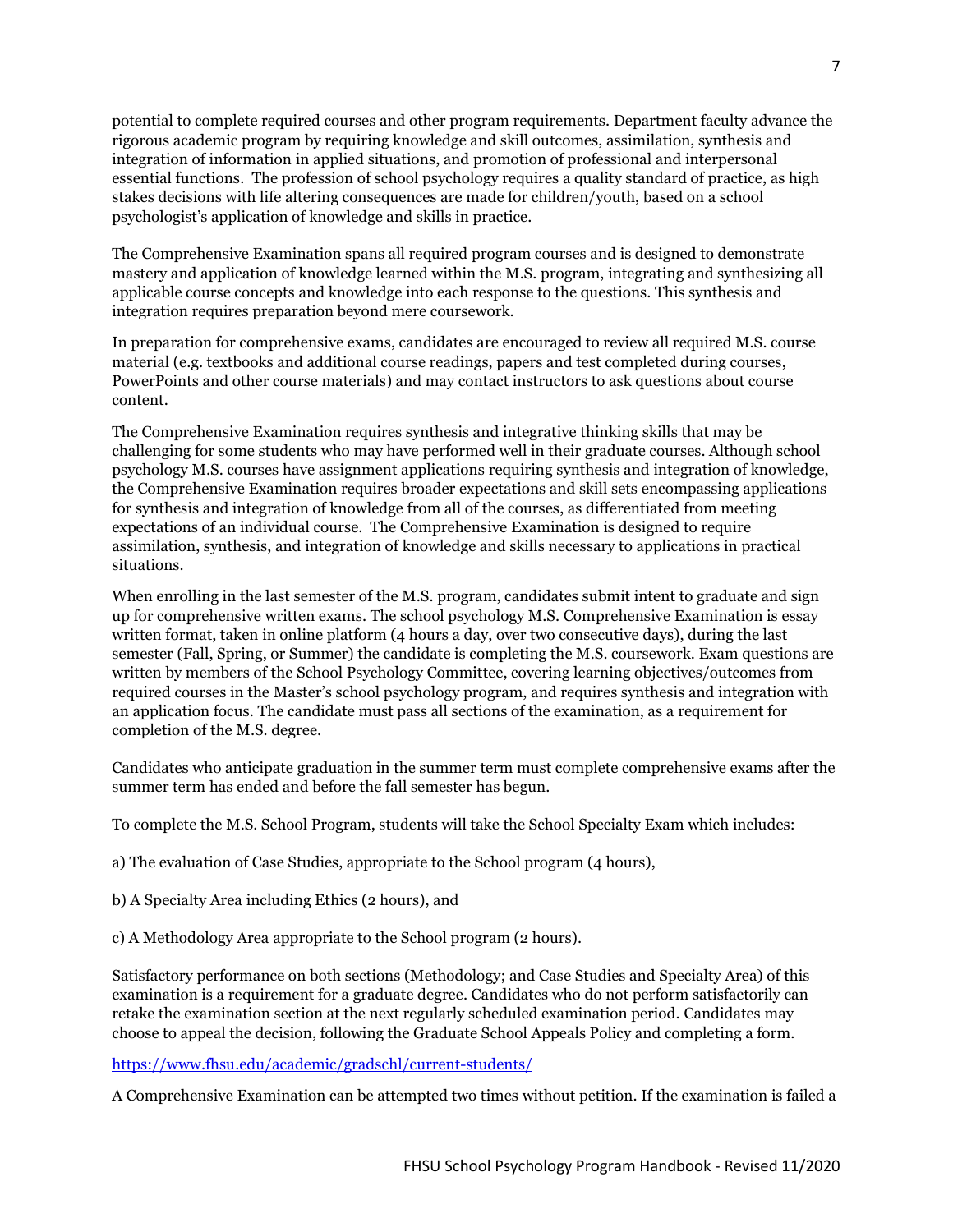potential to complete required courses and other program requirements. Department faculty advance the rigorous academic program by requiring knowledge and skill outcomes, assimilation, synthesis and integration of information in applied situations, and promotion of professional and interpersonal essential functions. The profession of school psychology requires a quality standard of practice, as high stakes decisions with life altering consequences are made for children/youth, based on a school psychologist's application of knowledge and skills in practice.

The Comprehensive Examination spans all required program courses and is designed to demonstrate mastery and application of knowledge learned within the M.S. program, integrating and synthesizing all applicable course concepts and knowledge into each response to the questions. This synthesis and integration requires preparation beyond mere coursework.

In preparation for comprehensive exams, candidates are encouraged to review all required M.S. course material (e.g. textbooks and additional course readings, papers and test completed during courses, PowerPoints and other course materials) and may contact instructors to ask questions about course content.

The Comprehensive Examination requires synthesis and integrative thinking skills that may be challenging for some students who may have performed well in their graduate courses. Although school psychology M.S. courses have assignment applications requiring synthesis and integration of knowledge, the Comprehensive Examination requires broader expectations and skill sets encompassing applications for synthesis and integration of knowledge from all of the courses, as differentiated from meeting expectations of an individual course. The Comprehensive Examination is designed to require assimilation, synthesis, and integration of knowledge and skills necessary to applications in practical situations.

When enrolling in the last semester of the M.S. program, candidates submit intent to graduate and sign up for comprehensive written exams. The school psychology M.S. Comprehensive Examination is essay written format, taken in online platform (4 hours a day, over two consecutive days), during the last semester (Fall, Spring, or Summer) the candidate is completing the M.S. coursework. Exam questions are written by members of the School Psychology Committee, covering learning objectives/outcomes from required courses in the Master's school psychology program, and requires synthesis and integration with an application focus. The candidate must pass all sections of the examination, as a requirement for completion of the M.S. degree.

Candidates who anticipate graduation in the summer term must complete comprehensive exams after the summer term has ended and before the fall semester has begun.

To complete the M.S. School Program, students will take the School Specialty Exam which includes:

a) The evaluation of Case Studies, appropriate to the School program (4 hours),

b) A Specialty Area including Ethics (2 hours), and

c) A Methodology Area appropriate to the School program (2 hours).

Satisfactory performance on both sections (Methodology; and Case Studies and Specialty Area) of this examination is a requirement for a graduate degree. Candidates who do not perform satisfactorily can retake the examination section at the next regularly scheduled examination period. Candidates may choose to appeal the decision, following the Graduate School Appeals Policy and completing a form.

https://www.fhsu.edu/academic/gradschl/current-students/

A Comprehensive Examination can be attempted two times without petition. If the examination is failed a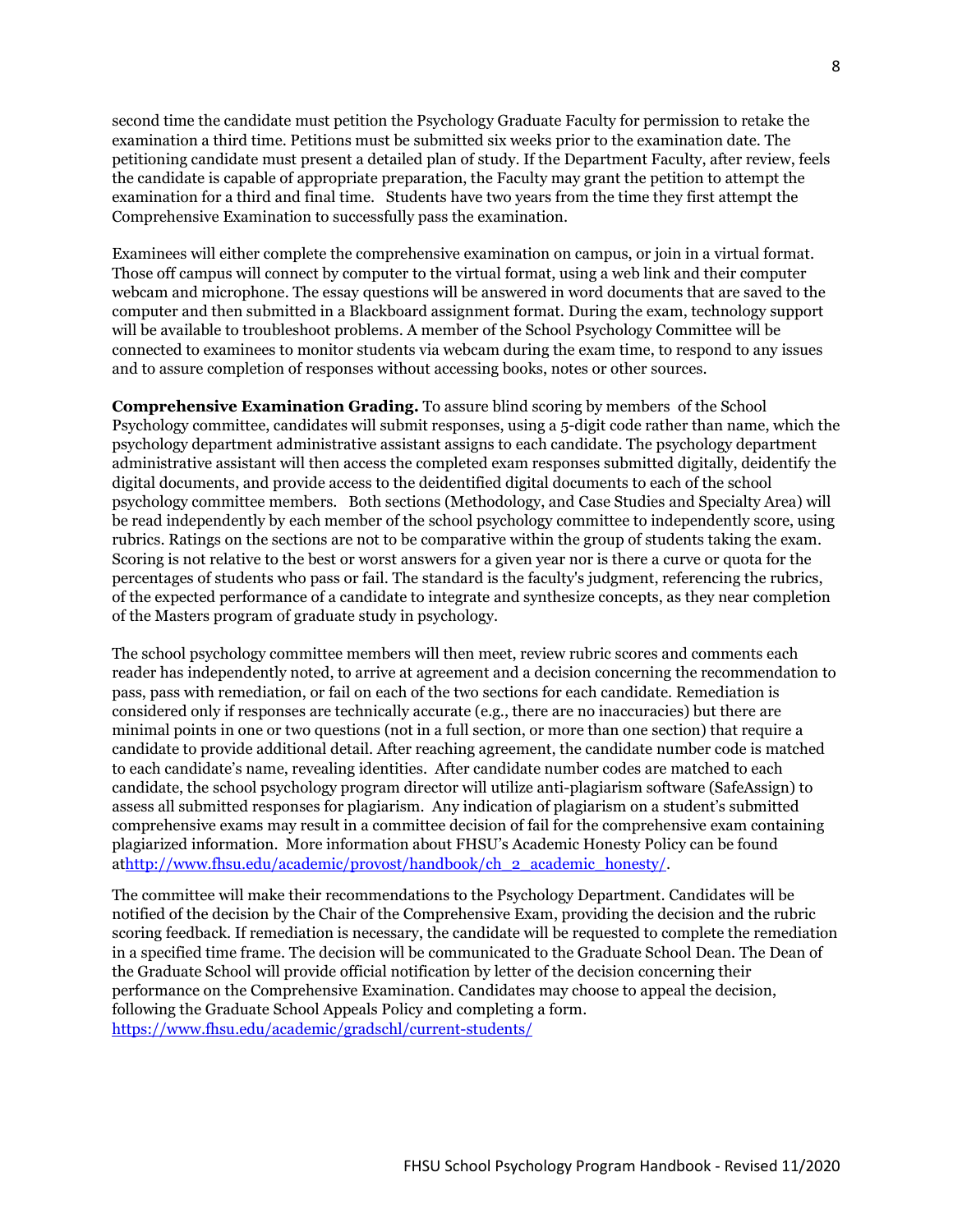second time the candidate must petition the Psychology Graduate Faculty for permission to retake the examination a third time. Petitions must be submitted six weeks prior to the examination date. The petitioning candidate must present a detailed plan of study. If the Department Faculty, after review, feels the candidate is capable of appropriate preparation, the Faculty may grant the petition to attempt the examination for a third and final time. Students have two years from the time they first attempt the Comprehensive Examination to successfully pass the examination.

Examinees will either complete the comprehensive examination on campus, or join in a virtual format. Those off campus will connect by computer to the virtual format, using a web link and their computer webcam and microphone. The essay questions will be answered in word documents that are saved to the computer and then submitted in a Blackboard assignment format. During the exam, technology support will be available to troubleshoot problems. A member of the School Psychology Committee will be connected to examinees to monitor students via webcam during the exam time, to respond to any issues and to assure completion of responses without accessing books, notes or other sources.

**Comprehensive Examination Grading.** To assure blind scoring by members of the School Psychology committee, candidates will submit responses, using a 5-digit code rather than name, which the psychology department administrative assistant assigns to each candidate. The psychology department administrative assistant will then access the completed exam responses submitted digitally, deidentify the digital documents, and provide access to the deidentified digital documents to each of the school psychology committee members. Both sections (Methodology, and Case Studies and Specialty Area) will be read independently by each member of the school psychology committee to independently score, using rubrics. Ratings on the sections are not to be comparative within the group of students taking the exam. Scoring is not relative to the best or worst answers for a given year nor is there a curve or quota for the percentages of students who pass or fail. The standard is the faculty's judgment, referencing the rubrics, of the expected performance of a candidate to integrate and synthesize concepts, as they near completion of the Masters program of graduate study in psychology.

The school psychology committee members will then meet, review rubric scores and comments each reader has independently noted, to arrive at agreement and a decision concerning the recommendation to pass, pass with remediation, or fail on each of the two sections for each candidate. Remediation is considered only if responses are technically accurate (e.g., there are no inaccuracies) but there are minimal points in one or two questions (not in a full section, or more than one section) that require a candidate to provide additional detail. After reaching agreement, the candidate number code is matched to each candidate's name, revealing identities. After candidate number codes are matched to each candidate, the school psychology program director will utilize anti-plagiarism software (SafeAssign) to assess all submitted responses for plagiarism. Any indication of plagiarism on a student's submitted comprehensive exams may result in a committee decision of fail for the comprehensive exam containing plagiarized information. More information about FHSU's Academic Honesty Policy can be found at[http://www.fhsu.edu/academic/provost/handbook/ch_2_academic_honesty/](http://www.fhsu.edu/academic/provost/handbook/ch_2_academic_honesty/).

The committee will make their recommendations to the Psychology Department. Candidates will be notified of the decision by the Chair of the Comprehensive Exam, providing the decision and the rubric scoring feedback. If remediation is necessary, the candidate will be requested to complete the remediation in a specified time frame. The decision will be communicated to the Graduate School Dean. The Dean of the Graduate School will provide official notification by letter of the decision concerning their performance on the Comprehensive Examination. Candidates may choose to appeal the decision, following the Graduate School Appeals Policy and completing a form. [https://www.fhsu.edu/academic/gradschl/current-students/](https://www.fhsu.edu/academic/gradschl/current-students/)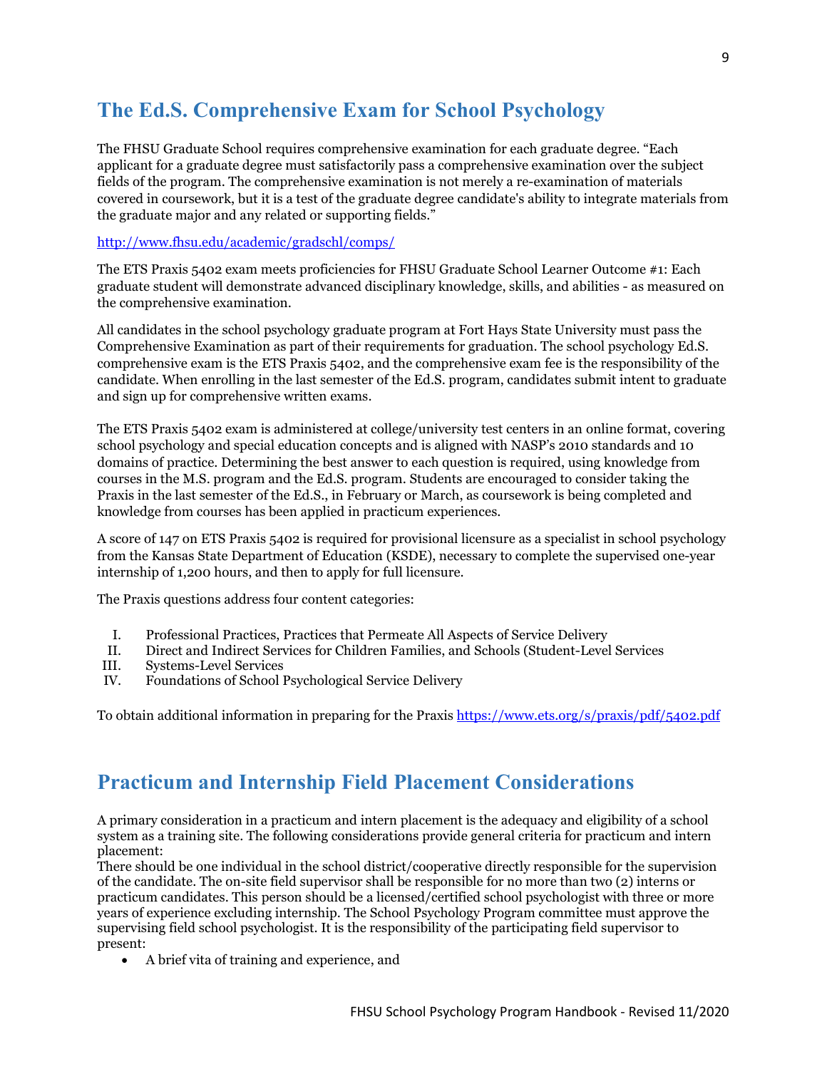## The Ed.S. Comprehensive Exam for School Psychology

The FHSU Graduate School requires comprehensive examination for each graduate degree. "Each applicant for a graduate degree must satisfactorily pass a comprehensive examination over the subject fields of the program. The comprehensive examination is not merely a re-examination of materials covered in coursework, but it is a test of the graduate degree candidate's ability to integrate materials from the graduate major and any related or supporting fields."

http://www.fhsu.edu/academic/gradschl/comps/

The ETS Praxis 5402 exam meets proficiencies for FHSU Graduate School Learner Outcome #1: Each graduate student will demonstrate advanced disciplinary knowledge, skills, and abilities - as measured on the comprehensive examination.

All candidates in the school psychology graduate program at Fort Hays State University must pass the Comprehensive Examination as part of their requirements for graduation. The school psychology Ed.S. comprehensive exam is the ETS Praxis 5402, and the comprehensive exam fee is the responsibility of the candidate. When enrolling in the last semester of the Ed.S. program, candidates submit intent to graduate and sign up for comprehensive written exams.

The ETS Praxis 5402 exam is administered at college/university test centers in an online format, covering school psychology and special education concepts and is aligned with NASP's 2010 standards and 10 domains of practice. Determining the best answer to each question is required, using knowledge from courses in the M.S. program and the Ed.S. program. Students are encouraged to consider taking the Praxis in the last semester of the Ed.S., in February or March, as coursework is being completed and knowledge from courses has been applied in practicum experiences.

A score of 147 on ETS Praxis 5402 is required for provisional licensure as a specialist in school psychology from the Kansas State Department of Education (KSDE), necessary to complete the supervised one-year internship of 1,200 hours, and then to apply for full licensure.

The Praxis questions address four content categories:

I. Professional Practices, Practices that Permeate All Aspects of Service Delivery
II. Direct and Indirect Services for Children Families, and Schools (Student-Level Services
III. Systems-Level Services
IV. Foundations of School Psychological Service Delivery

To obtain additional information in preparing for the Praxis https://www.ets.org/s/praxis/pdf/5402.pdf

## Practicum and Internship Field Placement Considerations

A primary consideration in a practicum and intern placement is the adequacy and eligibility of a school system as a training site. The following considerations provide general criteria for practicum and intern placement:

There should be one individual in the school district/cooperative directly responsible for the supervision of the candidate. The on-site field supervisor shall be responsible for no more than two (2) interns or practicum candidates. This person should be a licensed/certified school psychologist with three or more years of experience excluding internship. The School Psychology Program committee must approve the supervising field school psychologist. It is the responsibility of the participating field supervisor to present:

- A brief vita of training and experience, and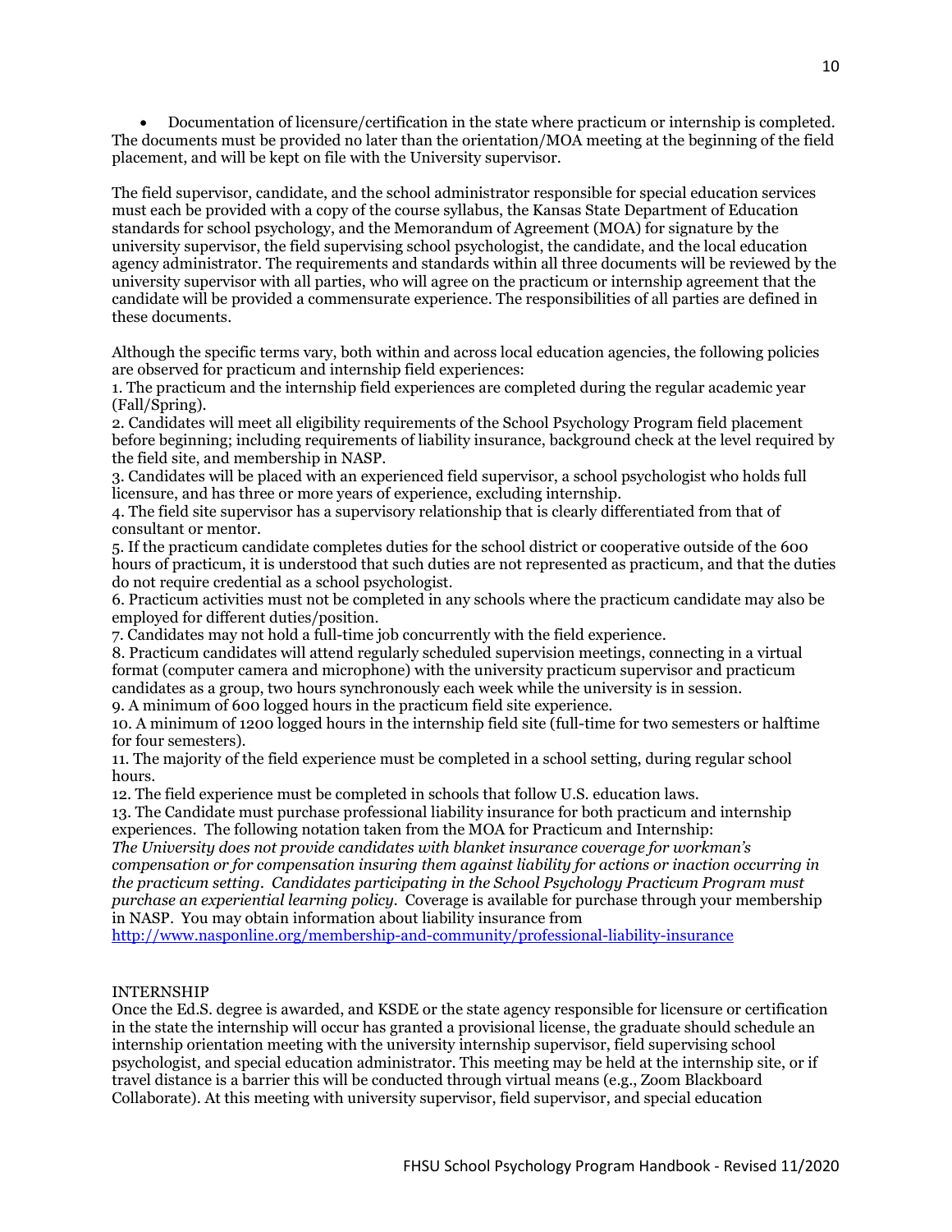- Documentation of licensure/certification in the state where practicum or internship is completed. The documents must be provided no later than the orientation/MOA meeting at the beginning of the field placement, and will be kept on file with the University supervisor.

The field supervisor, candidate, and the school administrator responsible for special education services must each be provided with a copy of the course syllabus, the Kansas State Department of Education standards for school psychology, and the Memorandum of Agreement (MOA) for signature by the university supervisor, the field supervising school psychologist, the candidate, and the local education agency administrator. The requirements and standards within all three documents will be reviewed by the university supervisor with all parties, who will agree on the practicum or internship agreement that the candidate will be provided a commensurate experience. The responsibilities of all parties are defined in these documents.

Although the specific terms vary, both within and across local education agencies, the following policies are observed for practicum and internship field experiences:

1. The practicum and the internship field experiences are completed during the regular academic year (Fall/Spring).
2. Candidates will meet all eligibility requirements of the School Psychology Program field placement before beginning; including requirements of liability insurance, background check at the level required by the field site, and membership in NASP.
3. Candidates will be placed with an experienced field supervisor, a school psychologist who holds full licensure, and has three or more years of experience, excluding internship.
4. The field site supervisor has a supervisory relationship that is clearly differentiated from that of consultant or mentor.
5. If the practicum candidate completes duties for the school district or cooperative outside of the 600 hours of practicum, it is understood that such duties are not represented as practicum, and that the duties do not require credential as a school psychologist.
6. Practicum activities must not be completed in any schools where the practicum candidate may also be employed for different duties/position.
7. Candidates may not hold a full-time job concurrently with the field experience.
8. Practicum candidates will attend regularly scheduled supervision meetings, connecting in a virtual format (computer camera and microphone) with the university practicum supervisor and practicum candidates as a group, two hours synchronously each week while the university is in session.
9. A minimum of 600 logged hours in the practicum field site experience.
10. A minimum of 1200 logged hours in the internship field site (full-time for two semesters or halftime for four semesters).
11. The majority of the field experience must be completed in a school setting, during regular school hours.
12. The field experience must be completed in schools that follow U.S. education laws.
13. The Candidate must purchase professional liability insurance for both practicum and internship experiences. The following notation taken from the MOA for Practicum and Internship: *The University does not provide candidates with blanket insurance coverage for workman's compensation or for compensation insuring them against liability for actions or inaction occurring in the practicum setting. Candidates participating in the School Psychology Practicum Program must purchase an experiential learning policy.* Coverage is available for purchase through your membership in NASP. You may obtain information about liability insurance from [http://www.nasponline.org/membership-and-community/professional-liability-insurance](http://www.nasponline.org/membership-and-community/professional-liability-insurance)

## INTERNSHIP

Once the Ed.S. degree is awarded, and KSDE or the state agency responsible for licensure or certification in the state the internship will occur has granted a provisional license, the graduate should schedule an internship orientation meeting with the university internship supervisor, field supervising school psychologist, and special education administrator. This meeting may be held at the internship site, or if travel distance is a barrier this will be conducted through virtual means (e.g., Zoom Blackboard Collaborate). At this meeting with university supervisor, field supervisor, and special education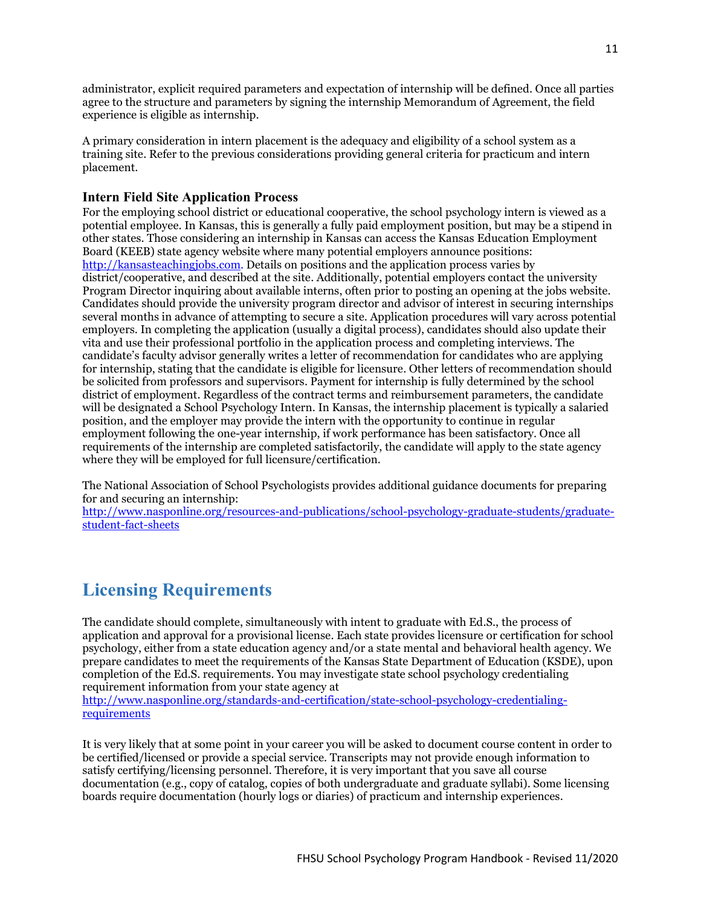administrator, explicit required parameters and expectation of internship will be defined. Once all parties agree to the structure and parameters by signing the internship Memorandum of Agreement, the field experience is eligible as internship.

A primary consideration in intern placement is the adequacy and eligibility of a school system as a training site. Refer to the previous considerations providing general criteria for practicum and intern placement.

### Intern Field Site Application Process

For the employing school district or educational cooperative, the school psychology intern is viewed as a potential employee. In Kansas, this is generally a fully paid employment position, but may be a stipend in other states. Those considering an internship in Kansas can access the Kansas Education Employment Board (KEEB) state agency website where many potential employers announce positions: http://kansasteachingjobs.com. Details on positions and the application process varies by district/cooperative, and described at the site. Additionally, potential employers contact the university Program Director inquiring about available interns, often prior to posting an opening at the jobs website. Candidates should provide the university program director and advisor of interest in securing internships several months in advance of attempting to secure a site. Application procedures will vary across potential employers. In completing the application (usually a digital process), candidates should also update their vita and use their professional portfolio in the application process and completing interviews. The candidate's faculty advisor generally writes a letter of recommendation for candidates who are applying for internship, stating that the candidate is eligible for licensure. Other letters of recommendation should be solicited from professors and supervisors. Payment for internship is fully determined by the school district of employment. Regardless of the contract terms and reimbursement parameters, the candidate will be designated a School Psychology Intern. In Kansas, the internship placement is typically a salaried position, and the employer may provide the intern with the opportunity to continue in regular employment following the one-year internship, if work performance has been satisfactory. Once all requirements of the internship are completed satisfactorily, the candidate will apply to the state agency where they will be employed for full licensure/certification.

The National Association of School Psychologists provides additional guidance documents for preparing for and securing an internship: http://www.nasponline.org/resources-and-publications/school-psychology-graduate-students/graduate-student-fact-sheets

## Licensing Requirements

The candidate should complete, simultaneously with intent to graduate with Ed.S., the process of application and approval for a provisional license. Each state provides licensure or certification for school psychology, either from a state education agency and/or a state mental and behavioral health agency. We prepare candidates to meet the requirements of the Kansas State Department of Education (KSDE), upon completion of the Ed.S. requirements. You may investigate state school psychology credentialing requirement information from your state agency at http://www.nasponline.org/standards-and-certification/state-school-psychology-credentialing-requirements

It is very likely that at some point in your career you will be asked to document course content in order to be certified/licensed or provide a special service. Transcripts may not provide enough information to satisfy certifying/licensing personnel. Therefore, it is very important that you save all course documentation (e.g., copy of catalog, copies of both undergraduate and graduate syllabi). Some licensing boards require documentation (hourly logs or diaries) of practicum and internship experiences.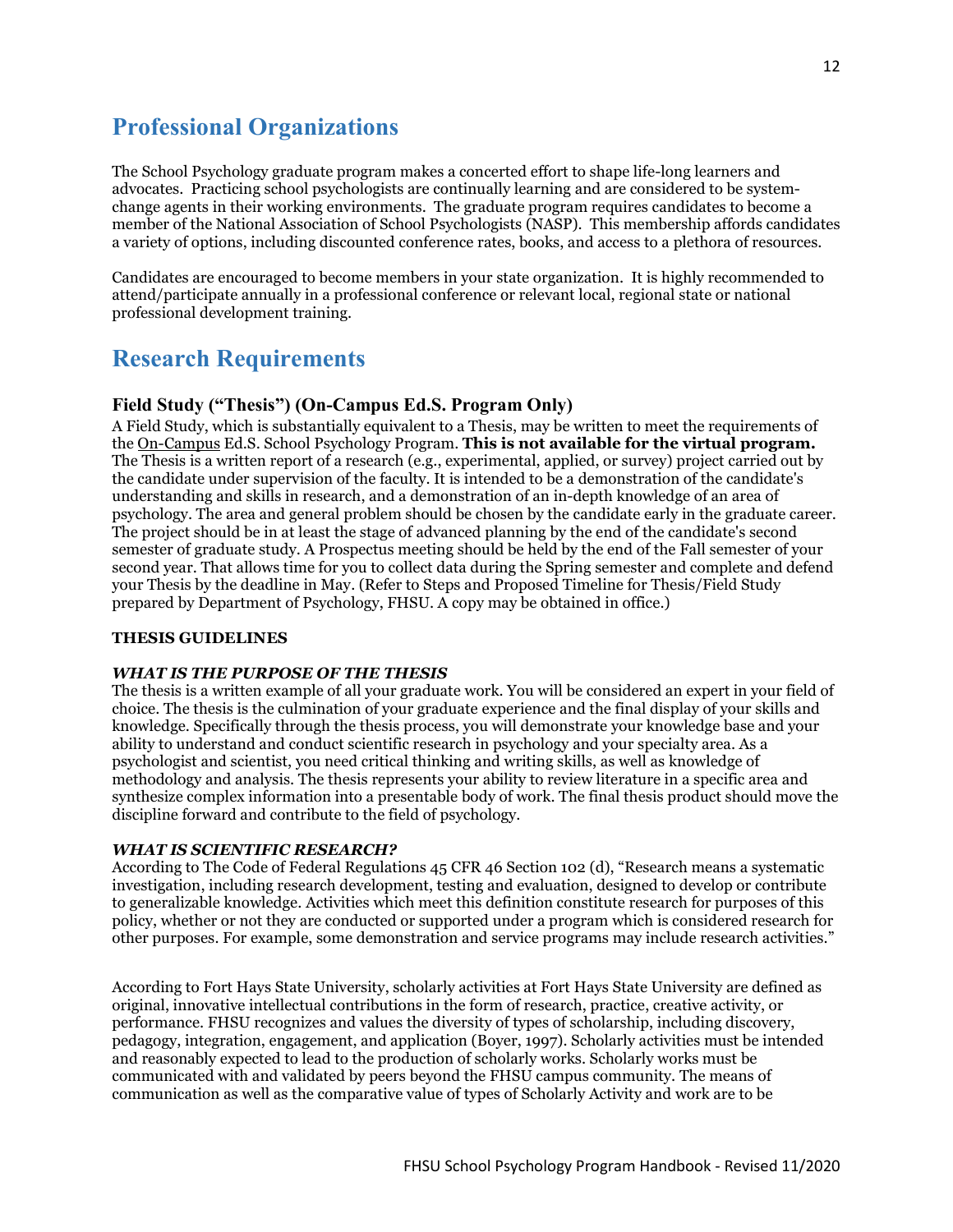# Professional Organizations

The School Psychology graduate program makes a concerted effort to shape life-long learners and advocates. Practicing school psychologists are continually learning and are considered to be system-change agents in their working environments. The graduate program requires candidates to become a member of the National Association of School Psychologists (NASP). This membership affords candidates a variety of options, including discounted conference rates, books, and access to a plethora of resources.

Candidates are encouraged to become members in your state organization. It is highly recommended to attend/participate annually in a professional conference or relevant local, regional state or national professional development training.

# Research Requirements

## Field Study ("Thesis") (On-Campus Ed.S. Program Only)

A Field Study, which is substantially equivalent to a Thesis, may be written to meet the requirements of the On-Campus Ed.S. School Psychology Program. **This is not available for the virtual program.** The Thesis is a written report of a research (e.g., experimental, applied, or survey) project carried out by the candidate under supervision of the faculty. It is intended to be a demonstration of the candidate's understanding and skills in research, and a demonstration of an in-depth knowledge of an area of psychology. The area and general problem should be chosen by the candidate early in the graduate career. The project should be in at least the stage of advanced planning by the end of the candidate's second semester of graduate study. A Prospectus meeting should be held by the end of the Fall semester of your second year. That allows time for you to collect data during the Spring semester and complete and defend your Thesis by the deadline in May. (Refer to Steps and Proposed Timeline for Thesis/Field Study prepared by Department of Psychology, FHSU. A copy may be obtained in office.)

**THESIS GUIDELINES**

***WHAT IS THE PURPOSE OF THE THESIS***

The thesis is a written example of all your graduate work. You will be considered an expert in your field of choice. The thesis is the culmination of your graduate experience and the final display of your skills and knowledge. Specifically through the thesis process, you will demonstrate your knowledge base and your ability to understand and conduct scientific research in psychology and your specialty area. As a psychologist and scientist, you need critical thinking and writing skills, as well as knowledge of methodology and analysis. The thesis represents your ability to review literature in a specific area and synthesize complex information into a presentable body of work. The final thesis product should move the discipline forward and contribute to the field of psychology.

***WHAT IS SCIENTIFIC RESEARCH?***

According to The Code of Federal Regulations 45 CFR 46 Section 102 (d), "Research means a systematic investigation, including research development, testing and evaluation, designed to develop or contribute to generalizable knowledge. Activities which meet this definition constitute research for purposes of this policy, whether or not they are conducted or supported under a program which is considered research for other purposes. For example, some demonstration and service programs may include research activities."

According to Fort Hays State University, scholarly activities at Fort Hays State University are defined as original, innovative intellectual contributions in the form of research, practice, creative activity, or performance. FHSU recognizes and values the diversity of types of scholarship, including discovery, pedagogy, integration, engagement, and application (Boyer, 1997). Scholarly activities must be intended and reasonably expected to lead to the production of scholarly works. Scholarly works must be communicated with and validated by peers beyond the FHSU campus community. The means of communication as well as the comparative value of types of Scholarly Activity and work are to be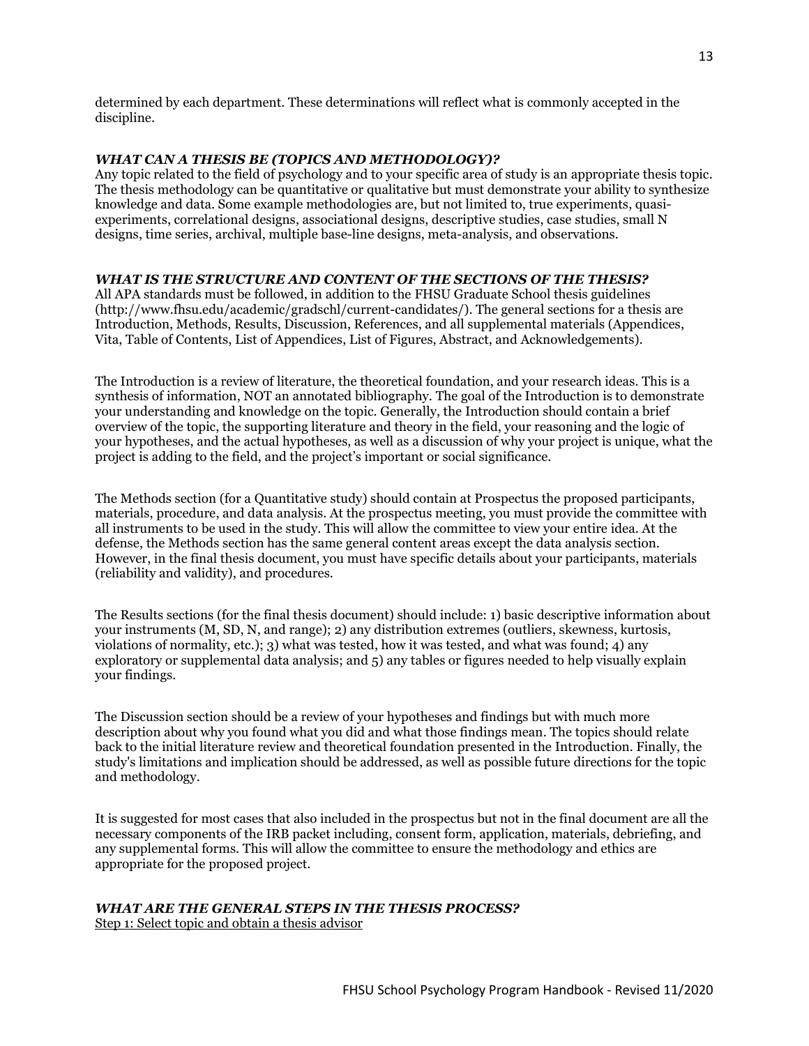determined by each department. These determinations will reflect what is commonly accepted in the discipline.

### *WHAT CAN A THESIS BE (TOPICS AND METHODOLOGY)?*

Any topic related to the field of psychology and to your specific area of study is an appropriate thesis topic. The thesis methodology can be quantitative or qualitative but must demonstrate your ability to synthesize knowledge and data. Some example methodologies are, but not limited to, true experiments, quasi-experiments, correlational designs, associational designs, descriptive studies, case studies, small N designs, time series, archival, multiple base-line designs, meta-analysis, and observations.

### *WHAT IS THE STRUCTURE AND CONTENT OF THE SECTIONS OF THE THESIS?*

All APA standards must be followed, in addition to the FHSU Graduate School thesis guidelines (http://www.fhsu.edu/academic/gradschl/current-candidates/). The general sections for a thesis are Introduction, Methods, Results, Discussion, References, and all supplemental materials (Appendices, Vita, Table of Contents, List of Appendices, List of Figures, Abstract, and Acknowledgements).

The Introduction is a review of literature, the theoretical foundation, and your research ideas. This is a synthesis of information, NOT an annotated bibliography. The goal of the Introduction is to demonstrate your understanding and knowledge on the topic. Generally, the Introduction should contain a brief overview of the topic, the supporting literature and theory in the field, your reasoning and the logic of your hypotheses, and the actual hypotheses, as well as a discussion of why your project is unique, what the project is adding to the field, and the project's important or social significance.

The Methods section (for a Quantitative study) should contain at Prospectus the proposed participants, materials, procedure, and data analysis. At the prospectus meeting, you must provide the committee with all instruments to be used in the study. This will allow the committee to view your entire idea. At the defense, the Methods section has the same general content areas except the data analysis section. However, in the final thesis document, you must have specific details about your participants, materials (reliability and validity), and procedures.

The Results sections (for the final thesis document) should include: 1) basic descriptive information about your instruments (M, SD, N, and range); 2) any distribution extremes (outliers, skewness, kurtosis, violations of normality, etc.); 3) what was tested, how it was tested, and what was found; 4) any exploratory or supplemental data analysis; and 5) any tables or figures needed to help visually explain your findings.

The Discussion section should be a review of your hypotheses and findings but with much more description about why you found what you did and what those findings mean. The topics should relate back to the initial literature review and theoretical foundation presented in the Introduction. Finally, the study's limitations and implication should be addressed, as well as possible future directions for the topic and methodology.

It is suggested for most cases that also included in the prospectus but not in the final document are all the necessary components of the IRB packet including, consent form, application, materials, debriefing, and any supplemental forms. This will allow the committee to ensure the methodology and ethics are appropriate for the proposed project.

### *WHAT ARE THE GENERAL STEPS IN THE THESIS PROCESS?*

Step 1: Select topic and obtain a thesis advisor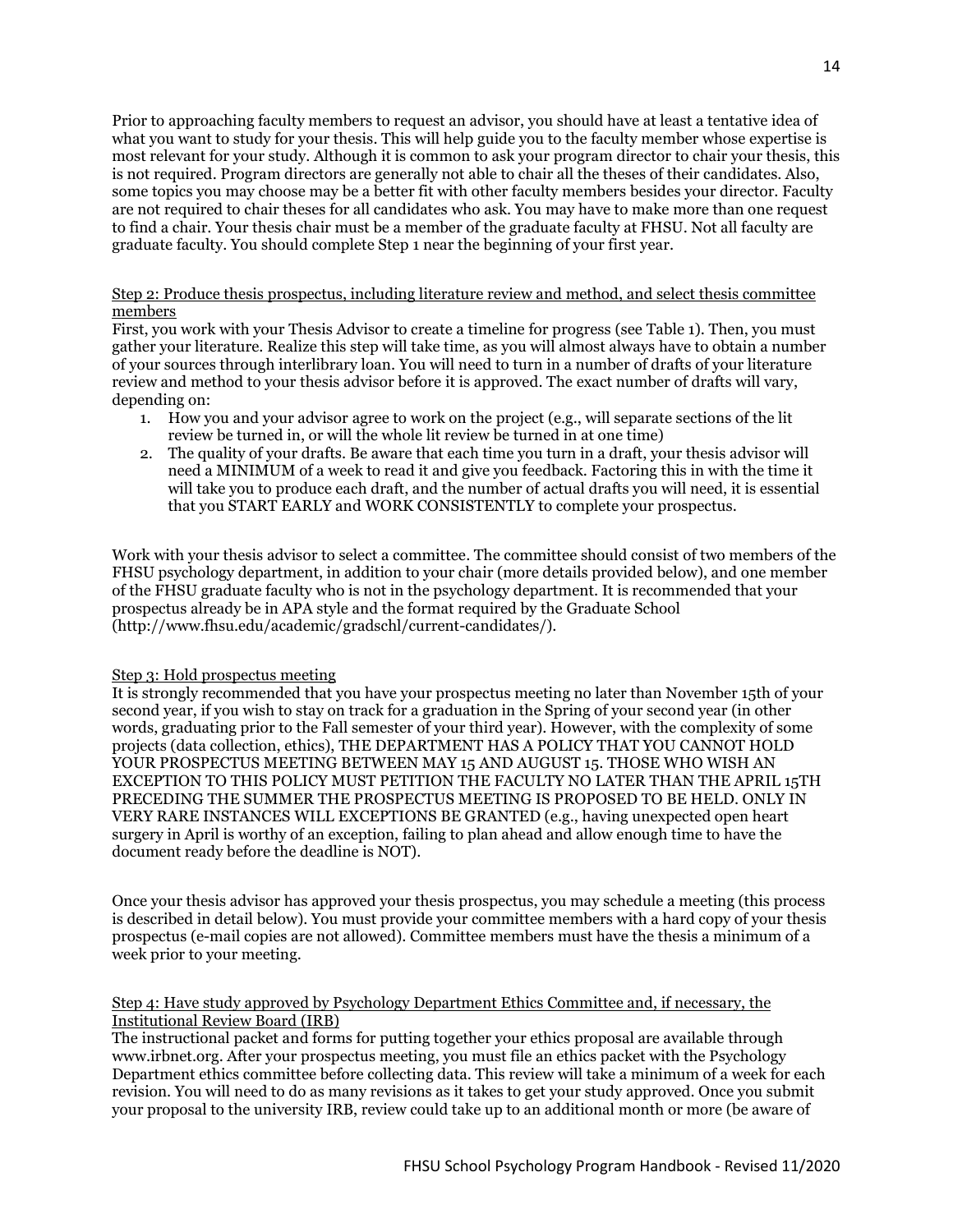Prior to approaching faculty members to request an advisor, you should have at least a tentative idea of what you want to study for your thesis. This will help guide you to the faculty member whose expertise is most relevant for your study. Although it is common to ask your program director to chair your thesis, this is not required. Program directors are generally not able to chair all the theses of their candidates. Also, some topics you may choose may be a better fit with other faculty members besides your director. Faculty are not required to chair theses for all candidates who ask. You may have to make more than one request to find a chair. Your thesis chair must be a member of the graduate faculty at FHSU. Not all faculty are graduate faculty. You should complete Step 1 near the beginning of your first year.

Step 2: Produce thesis prospectus, including literature review and method, and select thesis committee members

First, you work with your Thesis Advisor to create a timeline for progress (see Table 1). Then, you must gather your literature. Realize this step will take time, as you will almost always have to obtain a number of your sources through interlibrary loan. You will need to turn in a number of drafts of your literature review and method to your thesis advisor before it is approved. The exact number of drafts will vary, depending on:

1. How you and your advisor agree to work on the project (e.g., will separate sections of the lit review be turned in, or will the whole lit review be turned in at one time)
2. The quality of your drafts. Be aware that each time you turn in a draft, your thesis advisor will need a MINIMUM of a week to read it and give you feedback. Factoring this in with the time it will take you to produce each draft, and the number of actual drafts you will need, it is essential that you START EARLY and WORK CONSISTENTLY to complete your prospectus.

Work with your thesis advisor to select a committee. The committee should consist of two members of the FHSU psychology department, in addition to your chair (more details provided below), and one member of the FHSU graduate faculty who is not in the psychology department. It is recommended that your prospectus already be in APA style and the format required by the Graduate School (http://www.fhsu.edu/academic/gradschl/current-candidates/).

Step 3: Hold prospectus meeting

It is strongly recommended that you have your prospectus meeting no later than November 15th of your second year, if you wish to stay on track for a graduation in the Spring of your second year (in other words, graduating prior to the Fall semester of your third year). However, with the complexity of some projects (data collection, ethics), THE DEPARTMENT HAS A POLICY THAT YOU CANNOT HOLD YOUR PROSPECTUS MEETING BETWEEN MAY 15 AND AUGUST 15. THOSE WHO WISH AN EXCEPTION TO THIS POLICY MUST PETITION THE FACULTY NO LATER THAN THE APRIL 15TH PRECEDING THE SUMMER THE PROSPECTUS MEETING IS PROPOSED TO BE HELD. ONLY IN VERY RARE INSTANCES WILL EXCEPTIONS BE GRANTED (e.g., having unexpected open heart surgery in April is worthy of an exception, failing to plan ahead and allow enough time to have the document ready before the deadline is NOT).

Once your thesis advisor has approved your thesis prospectus, you may schedule a meeting (this process is described in detail below). You must provide your committee members with a hard copy of your thesis prospectus (e-mail copies are not allowed). Committee members must have the thesis a minimum of a week prior to your meeting.

Step 4: Have study approved by Psychology Department Ethics Committee and, if necessary, the Institutional Review Board (IRB)

The instructional packet and forms for putting together your ethics proposal are available through www.irbnet.org. After your prospectus meeting, you must file an ethics packet with the Psychology Department ethics committee before collecting data. This review will take a minimum of a week for each revision. You will need to do as many revisions as it takes to get your study approved. Once you submit your proposal to the university IRB, review could take up to an additional month or more (be aware of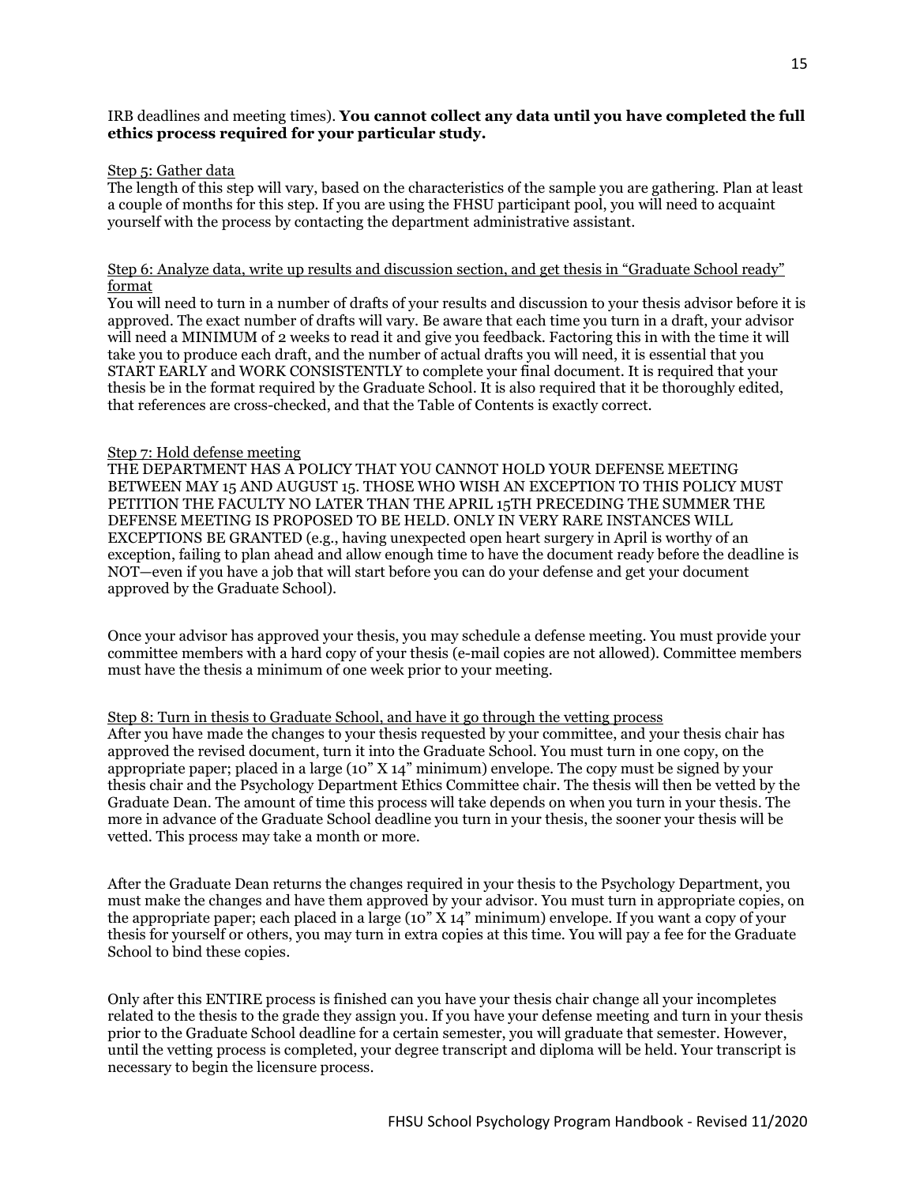IRB deadlines and meeting times). **You cannot collect any data until you have completed the full ethics process required for your particular study.**

Step 5: Gather data

The length of this step will vary, based on the characteristics of the sample you are gathering. Plan at least a couple of months for this step. If you are using the FHSU participant pool, you will need to acquaint yourself with the process by contacting the department administrative assistant.

Step 6: Analyze data, write up results and discussion section, and get thesis in "Graduate School ready" format

You will need to turn in a number of drafts of your results and discussion to your thesis advisor before it is approved. The exact number of drafts will vary. Be aware that each time you turn in a draft, your advisor will need a MINIMUM of 2 weeks to read it and give you feedback. Factoring this in with the time it will take you to produce each draft, and the number of actual drafts you will need, it is essential that you START EARLY and WORK CONSISTENTLY to complete your final document. It is required that your thesis be in the format required by the Graduate School. It is also required that it be thoroughly edited, that references are cross-checked, and that the Table of Contents is exactly correct.

Step 7: Hold defense meeting

THE DEPARTMENT HAS A POLICY THAT YOU CANNOT HOLD YOUR DEFENSE MEETING BETWEEN MAY 15 AND AUGUST 15. THOSE WHO WISH AN EXCEPTION TO THIS POLICY MUST PETITION THE FACULTY NO LATER THAN THE APRIL 15TH PRECEDING THE SUMMER THE DEFENSE MEETING IS PROPOSED TO BE HELD. ONLY IN VERY RARE INSTANCES WILL EXCEPTIONS BE GRANTED (e.g., having unexpected open heart surgery in April is worthy of an exception, failing to plan ahead and allow enough time to have the document ready before the deadline is NOT—even if you have a job that will start before you can do your defense and get your document approved by the Graduate School).

Once your advisor has approved your thesis, you may schedule a defense meeting. You must provide your committee members with a hard copy of your thesis (e-mail copies are not allowed). Committee members must have the thesis a minimum of one week prior to your meeting.

Step 8: Turn in thesis to Graduate School, and have it go through the vetting process

After you have made the changes to your thesis requested by your committee, and your thesis chair has approved the revised document, turn it into the Graduate School. You must turn in one copy, on the appropriate paper; placed in a large (10" X 14" minimum) envelope. The copy must be signed by your thesis chair and the Psychology Department Ethics Committee chair. The thesis will then be vetted by the Graduate Dean. The amount of time this process will take depends on when you turn in your thesis. The more in advance of the Graduate School deadline you turn in your thesis, the sooner your thesis will be vetted. This process may take a month or more.

After the Graduate Dean returns the changes required in your thesis to the Psychology Department, you must make the changes and have them approved by your advisor. You must turn in appropriate copies, on the appropriate paper; each placed in a large (10" X 14" minimum) envelope. If you want a copy of your thesis for yourself or others, you may turn in extra copies at this time. You will pay a fee for the Graduate School to bind these copies.

Only after this ENTIRE process is finished can you have your thesis chair change all your incompletes related to the thesis to the grade they assign you. If you have your defense meeting and turn in your thesis prior to the Graduate School deadline for a certain semester, you will graduate that semester. However, until the vetting process is completed, your degree transcript and diploma will be held. Your transcript is necessary to begin the licensure process.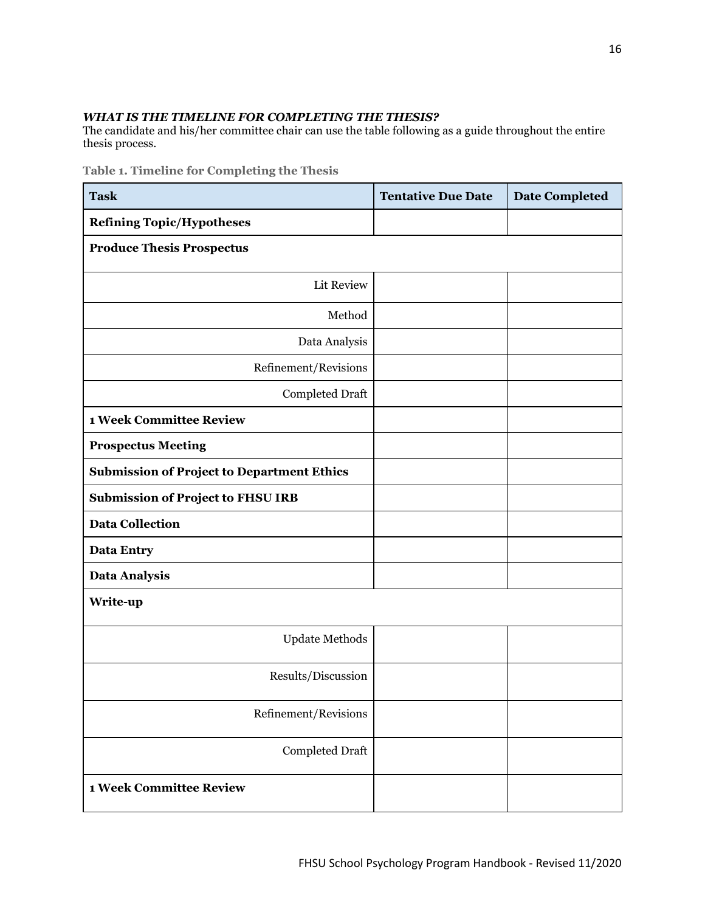***WHAT IS THE TIMELINE FOR COMPLETING THE THESIS?***

The candidate and his/her committee chair can use the table following as a guide throughout the entire thesis process.

**Table 1. Timeline for Completing the Thesis**

| Task | Tentative Due Date | Date Completed |
|---|---|---|
| **Refining Topic/Hypotheses** | | |
| **Produce Thesis Prospectus** | | |
| Lit Review | | |
| Method | | |
| Data Analysis | | |
| Refinement/Revisions | | |
| Completed Draft | | |
| **1 Week Committee Review** | | |
| **Prospectus Meeting** | | |
| **Submission of Project to Department Ethics** | | |
| **Submission of Project to FHSU IRB** | | |
| **Data Collection** | | |
| **Data Entry** | | |
| **Data Analysis** | | |
| **Write-up** | | |
| Update Methods | | |
| Results/Discussion | | |
| Refinement/Revisions | | |
| Completed Draft | | |
| **1 Week Committee Review** | | |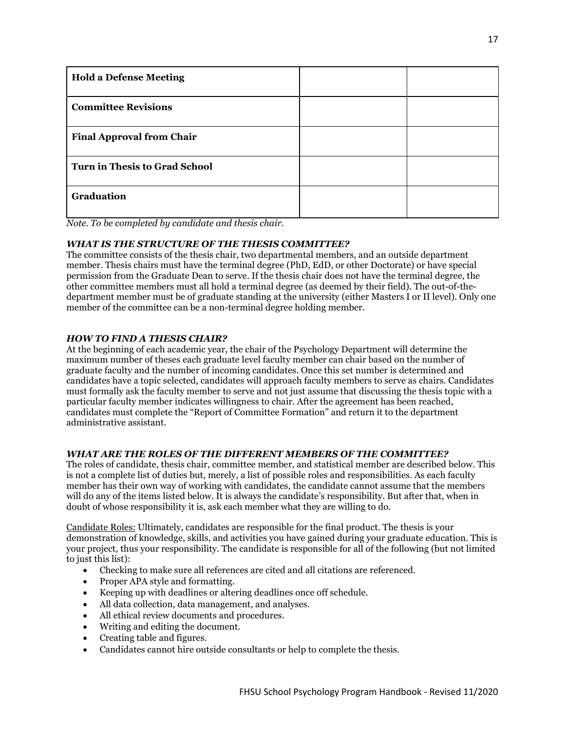| | | |
|---|---|---|
| **Hold a Defense Meeting** | | |
| **Committee Revisions** | | |
| **Final Approval from Chair** | | |
| **Turn in Thesis to Grad School** | | |
| **Graduation** | | |

*Note. To be completed by candidate and thesis chair.*

### *WHAT IS THE STRUCTURE OF THE THESIS COMMITTEE?*

The committee consists of the thesis chair, two departmental members, and an outside department member. Thesis chairs must have the terminal degree (PhD, EdD, or other Doctorate) or have special permission from the Graduate Dean to serve. If the thesis chair does not have the terminal degree, the other committee members must all hold a terminal degree (as deemed by their field). The out-of-the-department member must be of graduate standing at the university (either Masters I or II level). Only one member of the committee can be a non-terminal degree holding member.

### *HOW TO FIND A THESIS CHAIR?*

At the beginning of each academic year, the chair of the Psychology Department will determine the maximum number of theses each graduate level faculty member can chair based on the number of graduate faculty and the number of incoming candidates. Once this set number is determined and candidates have a topic selected, candidates will approach faculty members to serve as chairs. Candidates must formally ask the faculty member to serve and not just assume that discussing the thesis topic with a particular faculty member indicates willingness to chair. After the agreement has been reached, candidates must complete the "Report of Committee Formation" and return it to the department administrative assistant.

### *WHAT ARE THE ROLES OF THE DIFFERENT MEMBERS OF THE COMMITTEE?*

The roles of candidate, thesis chair, committee member, and statistical member are described below. This is not a complete list of duties but, merely, a list of possible roles and responsibilities. As each faculty member has their own way of working with candidates, the candidate cannot assume that the members will do any of the items listed below. It is always the candidate's responsibility. But after that, when in doubt of whose responsibility it is, ask each member what they are willing to do.

<u>Candidate Roles:</u> Ultimately, candidates are responsible for the final product. The thesis is your demonstration of knowledge, skills, and activities you have gained during your graduate education. This is your project, thus your responsibility. The candidate is responsible for all of the following (but not limited to just this list):

- Checking to make sure all references are cited and all citations are referenced.
- Proper APA style and formatting.
- Keeping up with deadlines or altering deadlines once off schedule.
- All data collection, data management, and analyses.
- All ethical review documents and procedures.
- Writing and editing the document.
- Creating table and figures.
- Candidates cannot hire outside consultants or help to complete the thesis.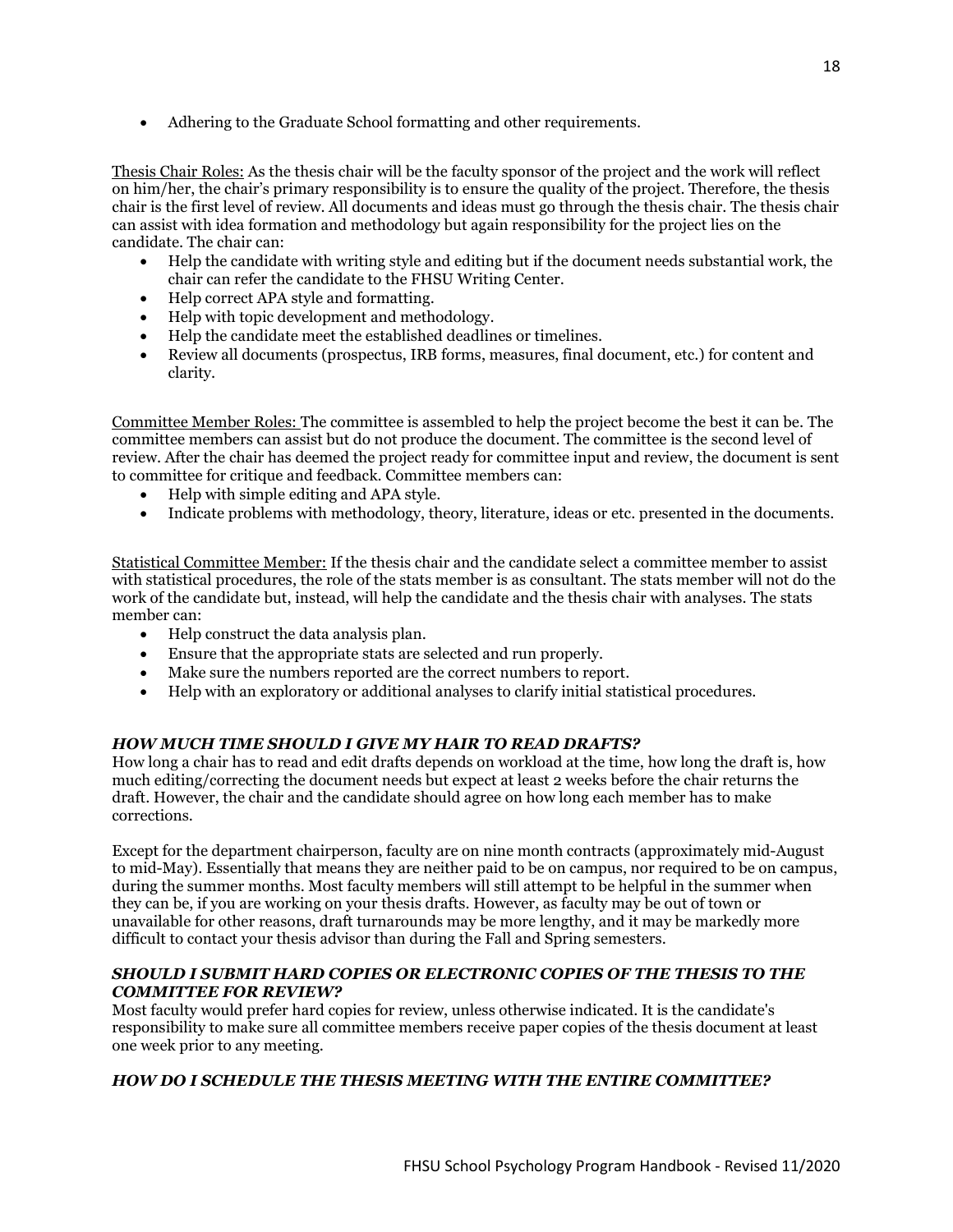- Adhering to the Graduate School formatting and other requirements.

Thesis Chair Roles: As the thesis chair will be the faculty sponsor of the project and the work will reflect on him/her, the chair's primary responsibility is to ensure the quality of the project. Therefore, the thesis chair is the first level of review. All documents and ideas must go through the thesis chair. The thesis chair can assist with idea formation and methodology but again responsibility for the project lies on the candidate. The chair can:

- Help the candidate with writing style and editing but if the document needs substantial work, the chair can refer the candidate to the FHSU Writing Center.
- Help correct APA style and formatting.
- Help with topic development and methodology.
- Help the candidate meet the established deadlines or timelines.
- Review all documents (prospectus, IRB forms, measures, final document, etc.) for content and clarity.

Committee Member Roles: The committee is assembled to help the project become the best it can be. The committee members can assist but do not produce the document. The committee is the second level of review. After the chair has deemed the project ready for committee input and review, the document is sent to committee for critique and feedback. Committee members can:

- Help with simple editing and APA style.
- Indicate problems with methodology, theory, literature, ideas or etc. presented in the documents.

Statistical Committee Member: If the thesis chair and the candidate select a committee member to assist with statistical procedures, the role of the stats member is as consultant. The stats member will not do the work of the candidate but, instead, will help the candidate and the thesis chair with analyses. The stats member can:

- Help construct the data analysis plan.
- Ensure that the appropriate stats are selected and run properly.
- Make sure the numbers reported are the correct numbers to report.
- Help with an exploratory or additional analyses to clarify initial statistical procedures.

### *HOW MUCH TIME SHOULD I GIVE MY HAIR TO READ DRAFTS?*

How long a chair has to read and edit drafts depends on workload at the time, how long the draft is, how much editing/correcting the document needs but expect at least 2 weeks before the chair returns the draft. However, the chair and the candidate should agree on how long each member has to make corrections.

Except for the department chairperson, faculty are on nine month contracts (approximately mid-August to mid-May). Essentially that means they are neither paid to be on campus, nor required to be on campus, during the summer months. Most faculty members will still attempt to be helpful in the summer when they can be, if you are working on your thesis drafts. However, as faculty may be out of town or unavailable for other reasons, draft turnarounds may be more lengthy, and it may be markedly more difficult to contact your thesis advisor than during the Fall and Spring semesters.

### *SHOULD I SUBMIT HARD COPIES OR ELECTRONIC COPIES OF THE THESIS TO THE COMMITTEE FOR REVIEW?*

Most faculty would prefer hard copies for review, unless otherwise indicated. It is the candidate's responsibility to make sure all committee members receive paper copies of the thesis document at least one week prior to any meeting.

### *HOW DO I SCHEDULE THE THESIS MEETING WITH THE ENTIRE COMMITTEE?*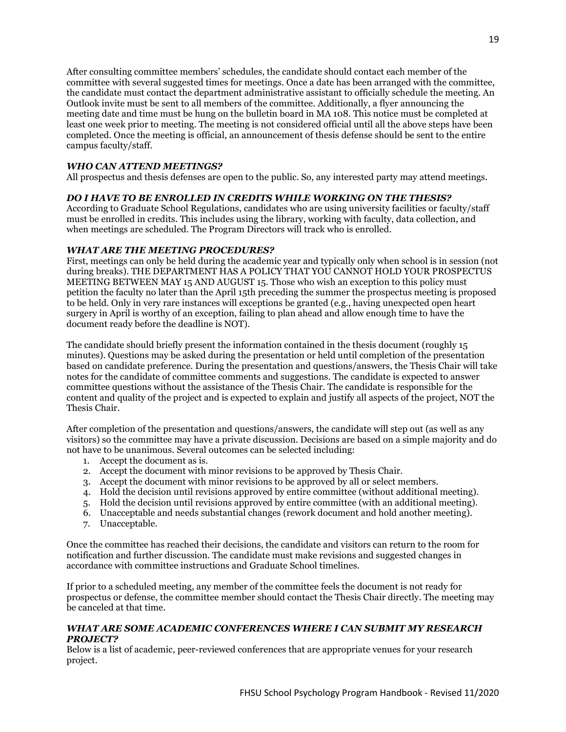After consulting committee members' schedules, the candidate should contact each member of the committee with several suggested times for meetings. Once a date has been arranged with the committee, the candidate must contact the department administrative assistant to officially schedule the meeting. An Outlook invite must be sent to all members of the committee. Additionally, a flyer announcing the meeting date and time must be hung on the bulletin board in MA 108. This notice must be completed at least one week prior to meeting. The meeting is not considered official until all the above steps have been completed. Once the meeting is official, an announcement of thesis defense should be sent to the entire campus faculty/staff.

### ***WHO CAN ATTEND MEETINGS?***

All prospectus and thesis defenses are open to the public. So, any interested party may attend meetings.

### ***DO I HAVE TO BE ENROLLED IN CREDITS WHILE WORKING ON THE THESIS?***

According to Graduate School Regulations, candidates who are using university facilities or faculty/staff must be enrolled in credits. This includes using the library, working with faculty, data collection, and when meetings are scheduled. The Program Directors will track who is enrolled.

### ***WHAT ARE THE MEETING PROCEDURES?***

First, meetings can only be held during the academic year and typically only when school is in session (not during breaks). THE DEPARTMENT HAS A POLICY THAT YOU CANNOT HOLD YOUR PROSPECTUS MEETING BETWEEN MAY 15 AND AUGUST 15. Those who wish an exception to this policy must petition the faculty no later than the April 15th preceding the summer the prospectus meeting is proposed to be held. Only in very rare instances will exceptions be granted (e.g., having unexpected open heart surgery in April is worthy of an exception, failing to plan ahead and allow enough time to have the document ready before the deadline is NOT).

The candidate should briefly present the information contained in the thesis document (roughly 15 minutes). Questions may be asked during the presentation or held until completion of the presentation based on candidate preference. During the presentation and questions/answers, the Thesis Chair will take notes for the candidate of committee comments and suggestions. The candidate is expected to answer committee questions without the assistance of the Thesis Chair. The candidate is responsible for the content and quality of the project and is expected to explain and justify all aspects of the project, NOT the Thesis Chair.

After completion of the presentation and questions/answers, the candidate will step out (as well as any visitors) so the committee may have a private discussion. Decisions are based on a simple majority and do not have to be unanimous. Several outcomes can be selected including:

1. Accept the document as is.
2. Accept the document with minor revisions to be approved by Thesis Chair.
3. Accept the document with minor revisions to be approved by all or select members.
4. Hold the decision until revisions approved by entire committee (without additional meeting).
5. Hold the decision until revisions approved by entire committee (with an additional meeting).
6. Unacceptable and needs substantial changes (rework document and hold another meeting).
7. Unacceptable.

Once the committee has reached their decisions, the candidate and visitors can return to the room for notification and further discussion. The candidate must make revisions and suggested changes in accordance with committee instructions and Graduate School timelines.

If prior to a scheduled meeting, any member of the committee feels the document is not ready for prospectus or defense, the committee member should contact the Thesis Chair directly. The meeting may be canceled at that time.

### ***WHAT ARE SOME ACADEMIC CONFERENCES WHERE I CAN SUBMIT MY RESEARCH PROJECT?***

Below is a list of academic, peer-reviewed conferences that are appropriate venues for your research project.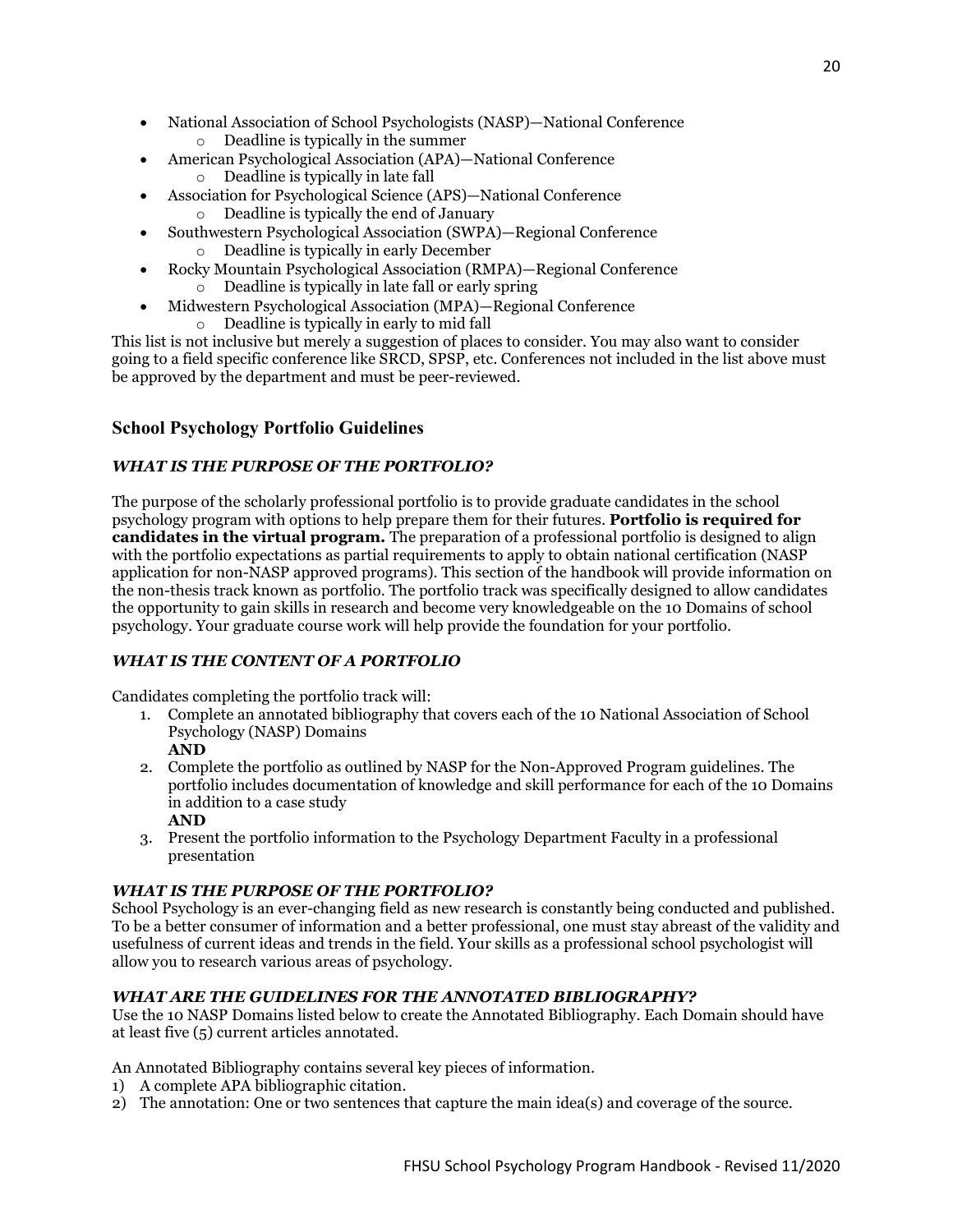- National Association of School Psychologists (NASP)—National Conference
  - Deadline is typically in the summer
- American Psychological Association (APA)—National Conference
  - Deadline is typically in late fall
- Association for Psychological Science (APS)—National Conference
  - Deadline is typically the end of January
- Southwestern Psychological Association (SWPA)—Regional Conference
  - Deadline is typically in early December
- Rocky Mountain Psychological Association (RMPA)—Regional Conference
  - Deadline is typically in late fall or early spring
- Midwestern Psychological Association (MPA)—Regional Conference
  - Deadline is typically in early to mid fall

This list is not inclusive but merely a suggestion of places to consider. You may also want to consider going to a field specific conference like SRCD, SPSP, etc. Conferences not included in the list above must be approved by the department and must be peer-reviewed.

## School Psychology Portfolio Guidelines

### *WHAT IS THE PURPOSE OF THE PORTFOLIO?*

The purpose of the scholarly professional portfolio is to provide graduate candidates in the school psychology program with options to help prepare them for their futures. **Portfolio is required for candidates in the virtual program.** The preparation of a professional portfolio is designed to align with the portfolio expectations as partial requirements to apply to obtain national certification (NASP application for non-NASP approved programs). This section of the handbook will provide information on the non-thesis track known as portfolio. The portfolio track was specifically designed to allow candidates the opportunity to gain skills in research and become very knowledgeable on the 10 Domains of school psychology. Your graduate course work will help provide the foundation for your portfolio.

### *WHAT IS THE CONTENT OF A PORTFOLIO*

Candidates completing the portfolio track will:

1. Complete an annotated bibliography that covers each of the 10 National Association of School Psychology (NASP) Domains
   **AND**
2. Complete the portfolio as outlined by NASP for the Non-Approved Program guidelines. The portfolio includes documentation of knowledge and skill performance for each of the 10 Domains in addition to a case study
   **AND**
3. Present the portfolio information to the Psychology Department Faculty in a professional presentation

### *WHAT IS THE PURPOSE OF THE PORTFOLIO?*

School Psychology is an ever-changing field as new research is constantly being conducted and published. To be a better consumer of information and a better professional, one must stay abreast of the validity and usefulness of current ideas and trends in the field. Your skills as a professional school psychologist will allow you to research various areas of psychology.

### *WHAT ARE THE GUIDELINES FOR THE ANNOTATED BIBLIOGRAPHY?*

Use the 10 NASP Domains listed below to create the Annotated Bibliography. Each Domain should have at least five (5) current articles annotated.

An Annotated Bibliography contains several key pieces of information.

1) A complete APA bibliographic citation.
2) The annotation: One or two sentences that capture the main idea(s) and coverage of the source.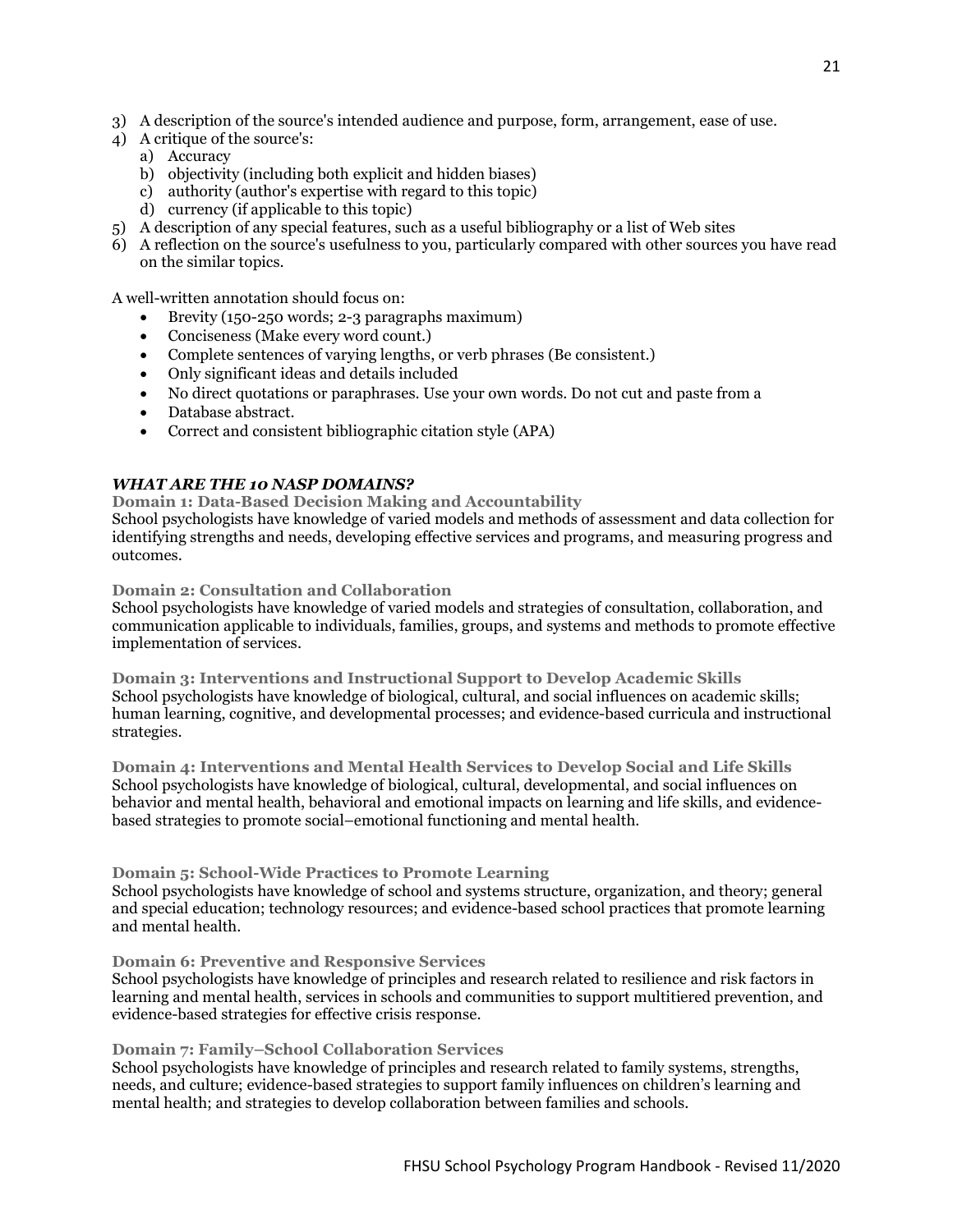3) A description of the source's intended audience and purpose, form, arrangement, ease of use.
4) A critique of the source's:
   a) Accuracy
   b) objectivity (including both explicit and hidden biases)
   c) authority (author's expertise with regard to this topic)
   d) currency (if applicable to this topic)
5) A description of any special features, such as a useful bibliography or a list of Web sites
6) A reflection on the source's usefulness to you, particularly compared with other sources you have read on the similar topics.

A well-written annotation should focus on:

- Brevity (150-250 words; 2-3 paragraphs maximum)
- Conciseness (Make every word count.)
- Complete sentences of varying lengths, or verb phrases (Be consistent.)
- Only significant ideas and details included
- No direct quotations or paraphrases. Use your own words. Do not cut and paste from a
- Database abstract.
- Correct and consistent bibliographic citation style (APA)

### ***WHAT ARE THE 10 NASP DOMAINS?***

**Domain 1: Data-Based Decision Making and Accountability**
School psychologists have knowledge of varied models and methods of assessment and data collection for identifying strengths and needs, developing effective services and programs, and measuring progress and outcomes.

**Domain 2: Consultation and Collaboration**
School psychologists have knowledge of varied models and strategies of consultation, collaboration, and communication applicable to individuals, families, groups, and systems and methods to promote effective implementation of services.

**Domain 3: Interventions and Instructional Support to Develop Academic Skills**
School psychologists have knowledge of biological, cultural, and social influences on academic skills; human learning, cognitive, and developmental processes; and evidence-based curricula and instructional strategies.

**Domain 4: Interventions and Mental Health Services to Develop Social and Life Skills**
School psychologists have knowledge of biological, cultural, developmental, and social influences on behavior and mental health, behavioral and emotional impacts on learning and life skills, and evidence-based strategies to promote social–emotional functioning and mental health.

**Domain 5: School-Wide Practices to Promote Learning**
School psychologists have knowledge of school and systems structure, organization, and theory; general and special education; technology resources; and evidence-based school practices that promote learning and mental health.

**Domain 6: Preventive and Responsive Services**
School psychologists have knowledge of principles and research related to resilience and risk factors in learning and mental health, services in schools and communities to support multitiered prevention, and evidence-based strategies for effective crisis response.

**Domain 7: Family–School Collaboration Services**
School psychologists have knowledge of principles and research related to family systems, strengths, needs, and culture; evidence-based strategies to support family influences on children's learning and mental health; and strategies to develop collaboration between families and schools.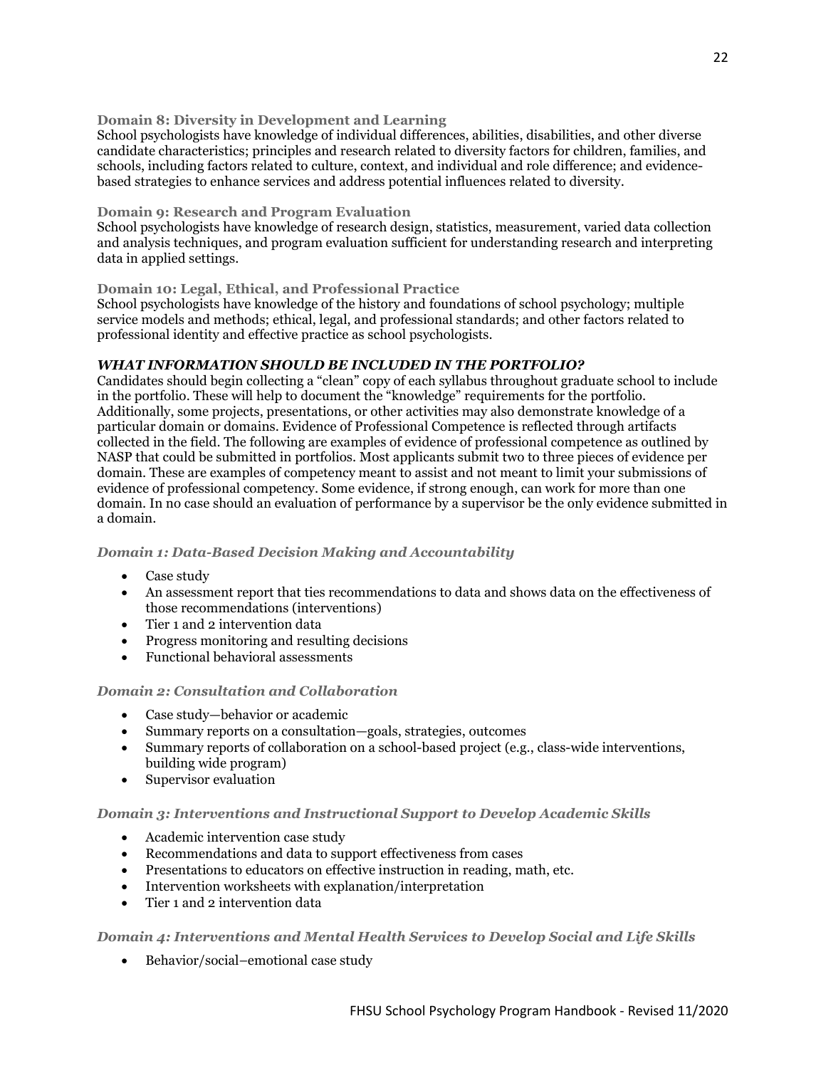### Domain 8: Diversity in Development and Learning

School psychologists have knowledge of individual differences, abilities, disabilities, and other diverse candidate characteristics; principles and research related to diversity factors for children, families, and schools, including factors related to culture, context, and individual and role difference; and evidence-based strategies to enhance services and address potential influences related to diversity.

### Domain 9: Research and Program Evaluation

School psychologists have knowledge of research design, statistics, measurement, varied data collection and analysis techniques, and program evaluation sufficient for understanding research and interpreting data in applied settings.

### Domain 10: Legal, Ethical, and Professional Practice

School psychologists have knowledge of the history and foundations of school psychology; multiple service models and methods; ethical, legal, and professional standards; and other factors related to professional identity and effective practice as school psychologists.

## *WHAT INFORMATION SHOULD BE INCLUDED IN THE PORTFOLIO?*

Candidates should begin collecting a "clean" copy of each syllabus throughout graduate school to include in the portfolio. These will help to document the "knowledge" requirements for the portfolio. Additionally, some projects, presentations, or other activities may also demonstrate knowledge of a particular domain or domains. Evidence of Professional Competence is reflected through artifacts collected in the field. The following are examples of evidence of professional competence as outlined by NASP that could be submitted in portfolios. Most applicants submit two to three pieces of evidence per domain. These are examples of competency meant to assist and not meant to limit your submissions of evidence of professional competency. Some evidence, if strong enough, can work for more than one domain. In no case should an evaluation of performance by a supervisor be the only evidence submitted in a domain.

### *Domain 1: Data-Based Decision Making and Accountability*

- Case study
- An assessment report that ties recommendations to data and shows data on the effectiveness of those recommendations (interventions)
- Tier 1 and 2 intervention data
- Progress monitoring and resulting decisions
- Functional behavioral assessments

### *Domain 2: Consultation and Collaboration*

- Case study—behavior or academic
- Summary reports on a consultation—goals, strategies, outcomes
- Summary reports of collaboration on a school-based project (e.g., class-wide interventions, building wide program)
- Supervisor evaluation

### *Domain 3: Interventions and Instructional Support to Develop Academic Skills*

- Academic intervention case study
- Recommendations and data to support effectiveness from cases
- Presentations to educators on effective instruction in reading, math, etc.
- Intervention worksheets with explanation/interpretation
- Tier 1 and 2 intervention data

### *Domain 4: Interventions and Mental Health Services to Develop Social and Life Skills*

- Behavior/social–emotional case study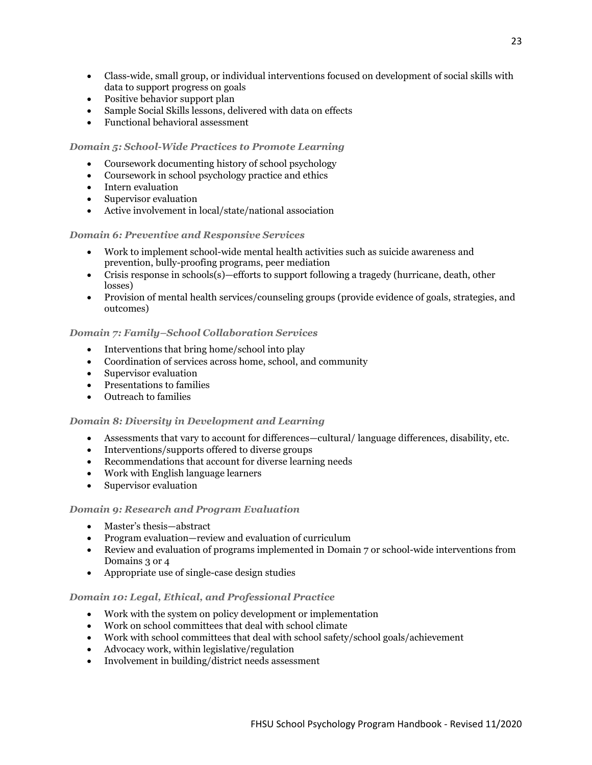- Class-wide, small group, or individual interventions focused on development of social skills with data to support progress on goals
- Positive behavior support plan
- Sample Social Skills lessons, delivered with data on effects
- Functional behavioral assessment

### *Domain 5: School-Wide Practices to Promote Learning*

- Coursework documenting history of school psychology
- Coursework in school psychology practice and ethics
- Intern evaluation
- Supervisor evaluation
- Active involvement in local/state/national association

### *Domain 6: Preventive and Responsive Services*

- Work to implement school-wide mental health activities such as suicide awareness and prevention, bully-proofing programs, peer mediation
- Crisis response in schools(s)—efforts to support following a tragedy (hurricane, death, other losses)
- Provision of mental health services/counseling groups (provide evidence of goals, strategies, and outcomes)

### *Domain 7: Family–School Collaboration Services*

- Interventions that bring home/school into play
- Coordination of services across home, school, and community
- Supervisor evaluation
- Presentations to families
- Outreach to families

### *Domain 8: Diversity in Development and Learning*

- Assessments that vary to account for differences—cultural/ language differences, disability, etc.
- Interventions/supports offered to diverse groups
- Recommendations that account for diverse learning needs
- Work with English language learners
- Supervisor evaluation

### *Domain 9: Research and Program Evaluation*

- Master's thesis—abstract
- Program evaluation—review and evaluation of curriculum
- Review and evaluation of programs implemented in Domain 7 or school-wide interventions from Domains 3 or 4
- Appropriate use of single-case design studies

### *Domain 10: Legal, Ethical, and Professional Practice*

- Work with the system on policy development or implementation
- Work on school committees that deal with school climate
- Work with school committees that deal with school safety/school goals/achievement
- Advocacy work, within legislative/regulation
- Involvement in building/district needs assessment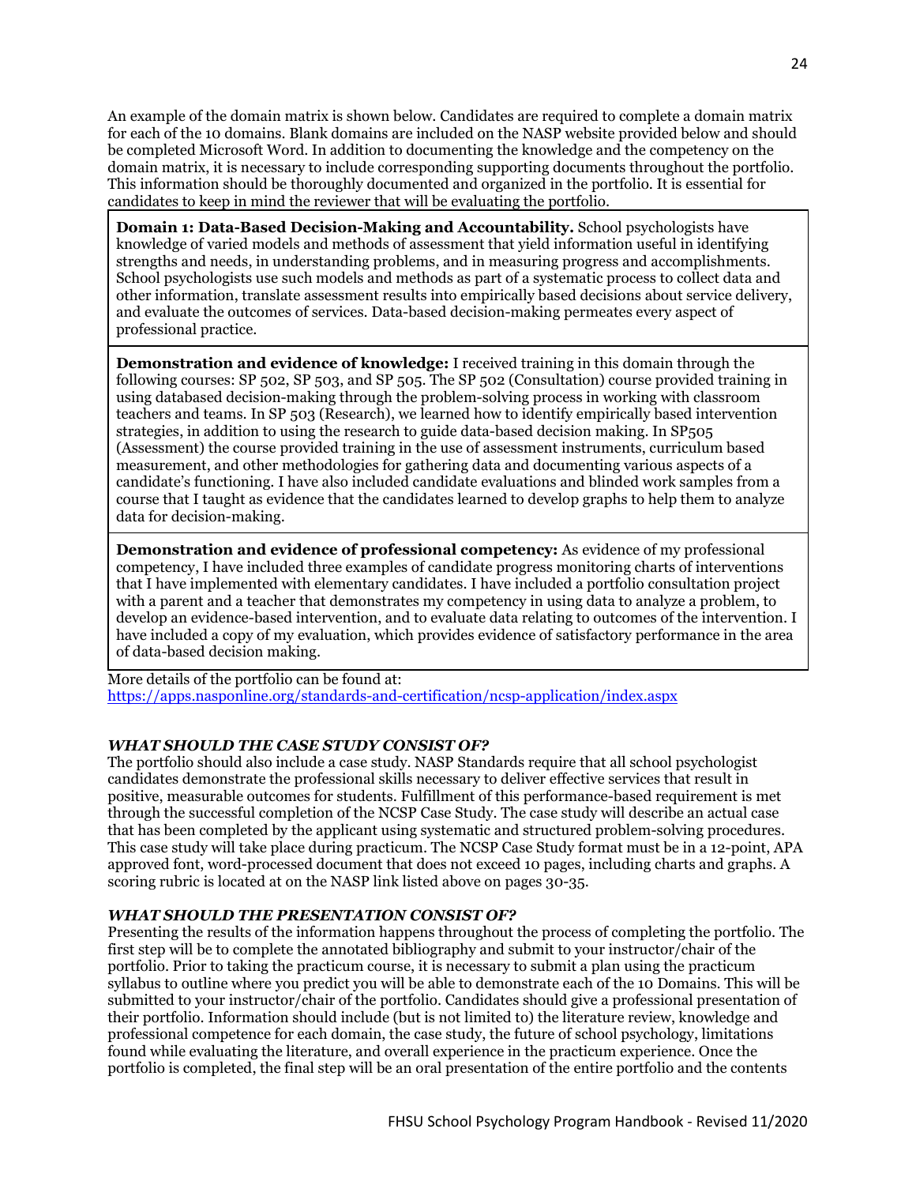An example of the domain matrix is shown below. Candidates are required to complete a domain matrix for each of the 10 domains. Blank domains are included on the NASP website provided below and should be completed Microsoft Word. In addition to documenting the knowledge and the competency on the domain matrix, it is necessary to include corresponding supporting documents throughout the portfolio. This information should be thoroughly documented and organized in the portfolio. It is essential for candidates to keep in mind the reviewer that will be evaluating the portfolio.

| **Domain 1: Data-Based Decision-Making and Accountability.** School psychologists have knowledge of varied models and methods of assessment that yield information useful in identifying strengths and needs, in understanding problems, and in measuring progress and accomplishments. School psychologists use such models and methods as part of a systematic process to collect data and other information, translate assessment results into empirically based decisions about service delivery, and evaluate the outcomes of services. Data-based decision-making permeates every aspect of professional practice. |
|---|
| **Demonstration and evidence of knowledge:** I received training in this domain through the following courses: SP 502, SP 503, and SP 505. The SP 502 (Consultation) course provided training in using databased decision-making through the problem-solving process in working with classroom teachers and teams. In SP 503 (Research), we learned how to identify empirically based intervention strategies, in addition to using the research to guide data-based decision making. In SP505 (Assessment) the course provided training in the use of assessment instruments, curriculum based measurement, and other methodologies for gathering data and documenting various aspects of a candidate's functioning. I have also included candidate evaluations and blinded work samples from a course that I taught as evidence that the candidates learned to develop graphs to help them to analyze data for decision-making. |
| **Demonstration and evidence of professional competency:** As evidence of my professional competency, I have included three examples of candidate progress monitoring charts of interventions that I have implemented with elementary candidates. I have included a portfolio consultation project with a parent and a teacher that demonstrates my competency in using data to analyze a problem, to develop an evidence-based intervention, and to evaluate data relating to outcomes of the intervention. I have included a copy of my evaluation, which provides evidence of satisfactory performance in the area of data-based decision making. |

More details of the portfolio can be found at:
https://apps.nasponline.org/standards-and-certification/ncsp-application/index.aspx

### *WHAT SHOULD THE CASE STUDY CONSIST OF?*

The portfolio should also include a case study. NASP Standards require that all school psychologist candidates demonstrate the professional skills necessary to deliver effective services that result in positive, measurable outcomes for students. Fulfillment of this performance-based requirement is met through the successful completion of the NCSP Case Study. The case study will describe an actual case that has been completed by the applicant using systematic and structured problem-solving procedures. This case study will take place during practicum. The NCSP Case Study format must be in a 12-point, APA approved font, word-processed document that does not exceed 10 pages, including charts and graphs. A scoring rubric is located at on the NASP link listed above on pages 30-35.

### *WHAT SHOULD THE PRESENTATION CONSIST OF?*

Presenting the results of the information happens throughout the process of completing the portfolio. The first step will be to complete the annotated bibliography and submit to your instructor/chair of the portfolio. Prior to taking the practicum course, it is necessary to submit a plan using the practicum syllabus to outline where you predict you will be able to demonstrate each of the 10 Domains. This will be submitted to your instructor/chair of the portfolio. Candidates should give a professional presentation of their portfolio. Information should include (but is not limited to) the literature review, knowledge and professional competence for each domain, the case study, the future of school psychology, limitations found while evaluating the literature, and overall experience in the practicum experience. Once the portfolio is completed, the final step will be an oral presentation of the entire portfolio and the contents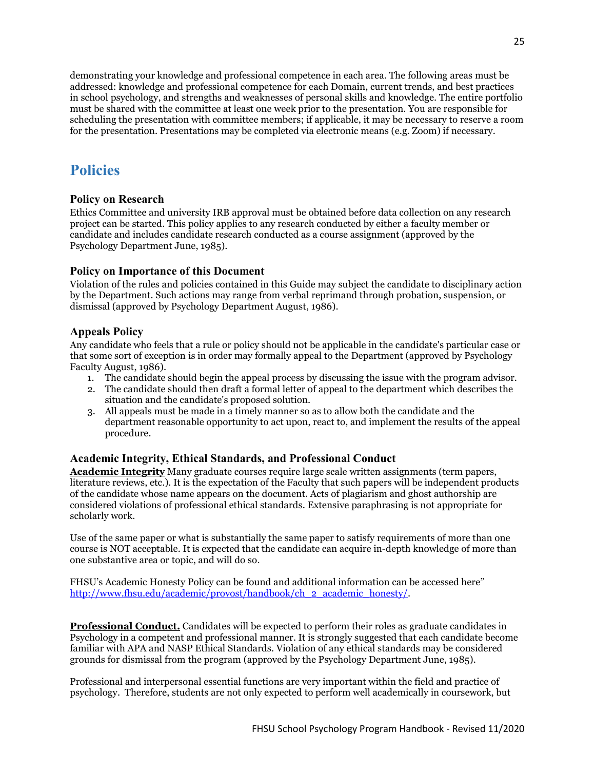demonstrating your knowledge and professional competence in each area. The following areas must be addressed: knowledge and professional competence for each Domain, current trends, and best practices in school psychology, and strengths and weaknesses of personal skills and knowledge. The entire portfolio must be shared with the committee at least one week prior to the presentation. You are responsible for scheduling the presentation with committee members; if applicable, it may be necessary to reserve a room for the presentation. Presentations may be completed via electronic means (e.g. Zoom) if necessary.

# Policies

### Policy on Research

Ethics Committee and university IRB approval must be obtained before data collection on any research project can be started. This policy applies to any research conducted by either a faculty member or candidate and includes candidate research conducted as a course assignment (approved by the Psychology Department June, 1985).

### Policy on Importance of this Document

Violation of the rules and policies contained in this Guide may subject the candidate to disciplinary action by the Department. Such actions may range from verbal reprimand through probation, suspension, or dismissal (approved by Psychology Department August, 1986).

### Appeals Policy

Any candidate who feels that a rule or policy should not be applicable in the candidate's particular case or that some sort of exception is in order may formally appeal to the Department (approved by Psychology Faculty August, 1986).

1. The candidate should begin the appeal process by discussing the issue with the program advisor.
2. The candidate should then draft a formal letter of appeal to the department which describes the situation and the candidate's proposed solution.
3. All appeals must be made in a timely manner so as to allow both the candidate and the department reasonable opportunity to act upon, react to, and implement the results of the appeal procedure.

### Academic Integrity, Ethical Standards, and Professional Conduct

**Academic Integrity** Many graduate courses require large scale written assignments (term papers, literature reviews, etc.). It is the expectation of the Faculty that such papers will be independent products of the candidate whose name appears on the document. Acts of plagiarism and ghost authorship are considered violations of professional ethical standards. Extensive paraphrasing is not appropriate for scholarly work.

Use of the same paper or what is substantially the same paper to satisfy requirements of more than one course is NOT acceptable. It is expected that the candidate can acquire in-depth knowledge of more than one substantive area or topic, and will do so.

FHSU's Academic Honesty Policy can be found and additional information can be accessed here" http://www.fhsu.edu/academic/provost/handbook/ch_2_academic_honesty/.

**Professional Conduct.** Candidates will be expected to perform their roles as graduate candidates in Psychology in a competent and professional manner. It is strongly suggested that each candidate become familiar with APA and NASP Ethical Standards. Violation of any ethical standards may be considered grounds for dismissal from the program (approved by the Psychology Department June, 1985).

Professional and interpersonal essential functions are very important within the field and practice of psychology. Therefore, students are not only expected to perform well academically in coursework, but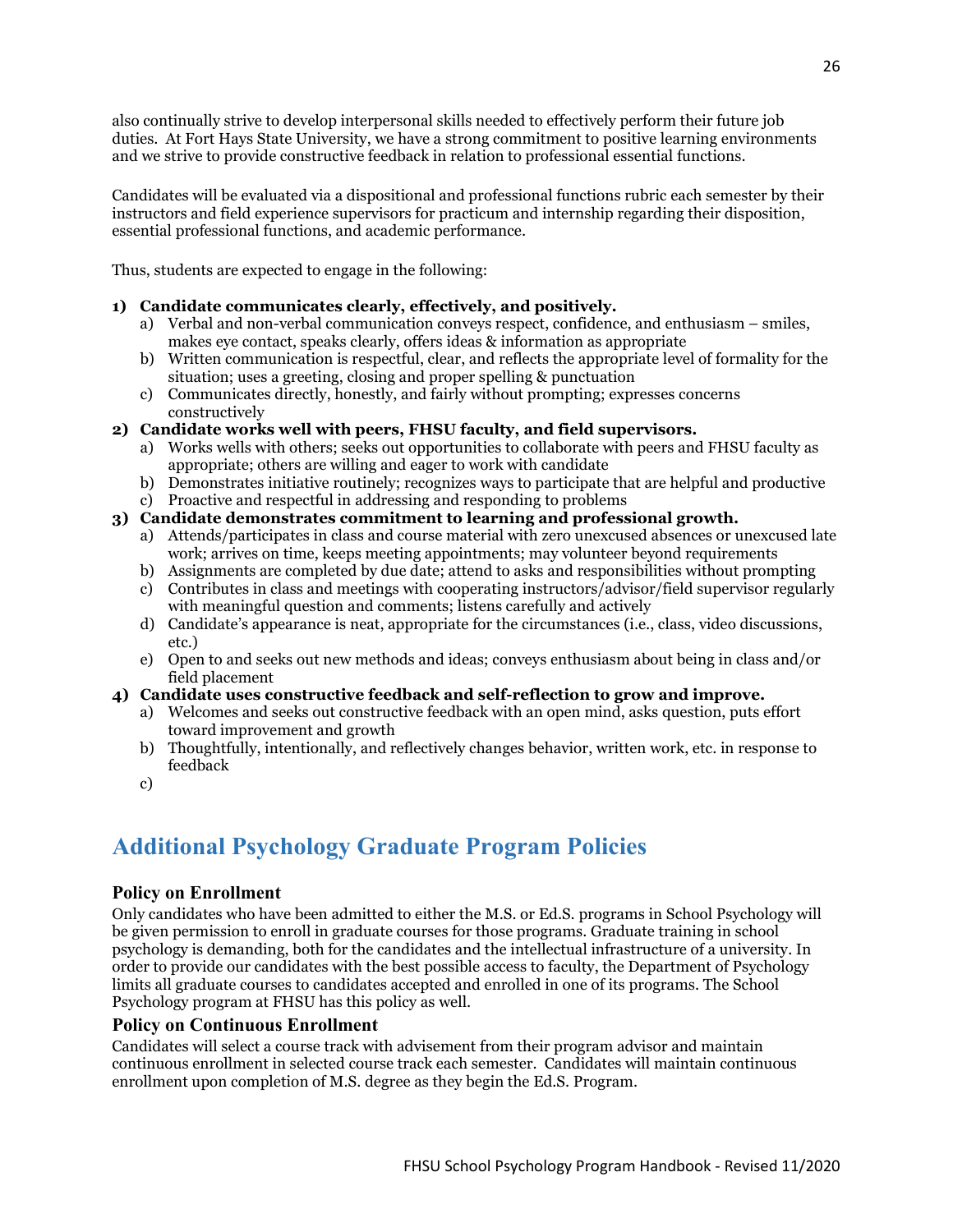also continually strive to develop interpersonal skills needed to effectively perform their future job duties. At Fort Hays State University, we have a strong commitment to positive learning environments and we strive to provide constructive feedback in relation to professional essential functions.

Candidates will be evaluated via a dispositional and professional functions rubric each semester by their instructors and field experience supervisors for practicum and internship regarding their disposition, essential professional functions, and academic performance.

Thus, students are expected to engage in the following:

1) **Candidate communicates clearly, effectively, and positively.**
   a) Verbal and non-verbal communication conveys respect, confidence, and enthusiasm – smiles, makes eye contact, speaks clearly, offers ideas & information as appropriate
   b) Written communication is respectful, clear, and reflects the appropriate level of formality for the situation; uses a greeting, closing and proper spelling & punctuation
   c) Communicates directly, honestly, and fairly without prompting; expresses concerns constructively
2) **Candidate works well with peers, FHSU faculty, and field supervisors.**
   a) Works wells with others; seeks out opportunities to collaborate with peers and FHSU faculty as appropriate; others are willing and eager to work with candidate
   b) Demonstrates initiative routinely; recognizes ways to participate that are helpful and productive
   c) Proactive and respectful in addressing and responding to problems
3) **Candidate demonstrates commitment to learning and professional growth.**
   a) Attends/participates in class and course material with zero unexcused absences or unexcused late work; arrives on time, keeps meeting appointments; may volunteer beyond requirements
   b) Assignments are completed by due date; attend to asks and responsibilities without prompting
   c) Contributes in class and meetings with cooperating instructors/advisor/field supervisor regularly with meaningful question and comments; listens carefully and actively
   d) Candidate's appearance is neat, appropriate for the circumstances (i.e., class, video discussions, etc.)
   e) Open to and seeks out new methods and ideas; conveys enthusiasm about being in class and/or field placement
4) **Candidate uses constructive feedback and self-reflection to grow and improve.**
   a) Welcomes and seeks out constructive feedback with an open mind, asks question, puts effort toward improvement and growth
   b) Thoughtfully, intentionally, and reflectively changes behavior, written work, etc. in response to feedback
   c)

## Additional Psychology Graduate Program Policies

### Policy on Enrollment

Only candidates who have been admitted to either the M.S. or Ed.S. programs in School Psychology will be given permission to enroll in graduate courses for those programs. Graduate training in school psychology is demanding, both for the candidates and the intellectual infrastructure of a university. In order to provide our candidates with the best possible access to faculty, the Department of Psychology limits all graduate courses to candidates accepted and enrolled in one of its programs. The School Psychology program at FHSU has this policy as well.

### Policy on Continuous Enrollment

Candidates will select a course track with advisement from their program advisor and maintain continuous enrollment in selected course track each semester. Candidates will maintain continuous enrollment upon completion of M.S. degree as they begin the Ed.S. Program.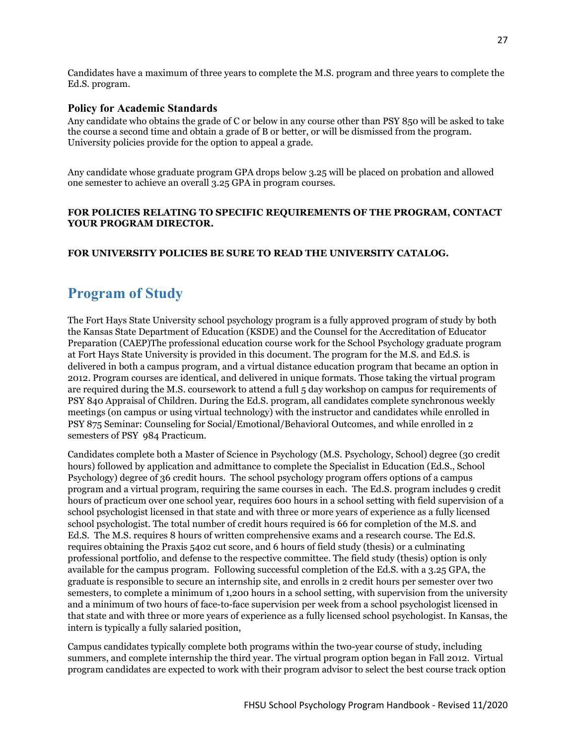Candidates have a maximum of three years to complete the M.S. program and three years to complete the Ed.S. program.

### Policy for Academic Standards

Any candidate who obtains the grade of C or below in any course other than PSY 850 will be asked to take the course a second time and obtain a grade of B or better, or will be dismissed from the program. University policies provide for the option to appeal a grade.

Any candidate whose graduate program GPA drops below 3.25 will be placed on probation and allowed one semester to achieve an overall 3.25 GPA in program courses.

**FOR POLICIES RELATING TO SPECIFIC REQUIREMENTS OF THE PROGRAM, CONTACT YOUR PROGRAM DIRECTOR.**

**FOR UNIVERSITY POLICIES BE SURE TO READ THE UNIVERSITY CATALOG.**

## Program of Study

The Fort Hays State University school psychology program is a fully approved program of study by both the Kansas State Department of Education (KSDE) and the Counsel for the Accreditation of Educator Preparation (CAEP)The professional education course work for the School Psychology graduate program at Fort Hays State University is provided in this document. The program for the M.S. and Ed.S. is delivered in both a campus program, and a virtual distance education program that became an option in 2012. Program courses are identical, and delivered in unique formats. Those taking the virtual program are required during the M.S. coursework to attend a full 5 day workshop on campus for requirements of PSY 840 Appraisal of Children. During the Ed.S. program, all candidates complete synchronous weekly meetings (on campus or using virtual technology) with the instructor and candidates while enrolled in PSY 875 Seminar: Counseling for Social/Emotional/Behavioral Outcomes, and while enrolled in 2 semesters of PSY 984 Practicum.

Candidates complete both a Master of Science in Psychology (M.S. Psychology, School) degree (30 credit hours) followed by application and admittance to complete the Specialist in Education (Ed.S., School Psychology) degree of 36 credit hours. The school psychology program offers options of a campus program and a virtual program, requiring the same courses in each. The Ed.S. program includes 9 credit hours of practicum over one school year, requires 600 hours in a school setting with field supervision of a school psychologist licensed in that state and with three or more years of experience as a fully licensed school psychologist. The total number of credit hours required is 66 for completion of the M.S. and Ed.S. The M.S. requires 8 hours of written comprehensive exams and a research course. The Ed.S. requires obtaining the Praxis 5402 cut score, and 6 hours of field study (thesis) or a culminating professional portfolio, and defense to the respective committee. The field study (thesis) option is only available for the campus program. Following successful completion of the Ed.S. with a 3.25 GPA, the graduate is responsible to secure an internship site, and enrolls in 2 credit hours per semester over two semesters, to complete a minimum of 1,200 hours in a school setting, with supervision from the university and a minimum of two hours of face-to-face supervision per week from a school psychologist licensed in that state and with three or more years of experience as a fully licensed school psychologist. In Kansas, the intern is typically a fully salaried position,

Campus candidates typically complete both programs within the two-year course of study, including summers, and complete internship the third year. The virtual program option began in Fall 2012. Virtual program candidates are expected to work with their program advisor to select the best course track option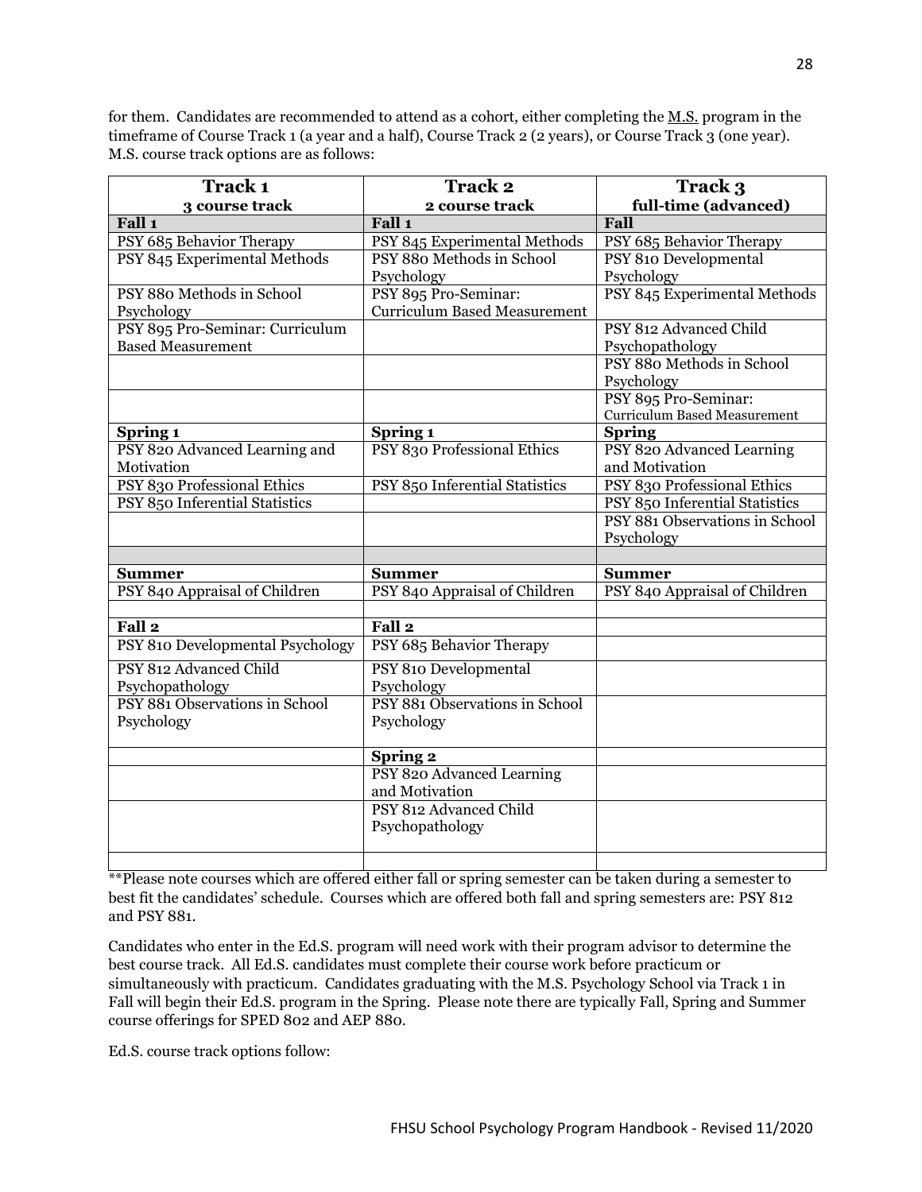for them. Candidates are recommended to attend as a cohort, either completing the M.S. program in the timeframe of Course Track 1 (a year and a half), Course Track 2 (2 years), or Course Track 3 (one year). M.S. course track options are as follows:

| **Track 1** 3 course track | **Track 2** 2 course track | **Track 3** full-time (advanced) |
|---|---|---|
| **Fall 1** | **Fall 1** | **Fall** |
| PSY 685 Behavior Therapy | PSY 845 Experimental Methods | PSY 685 Behavior Therapy |
| PSY 845 Experimental Methods | PSY 880 Methods in School Psychology | PSY 810 Developmental Psychology |
| PSY 880 Methods in School Psychology | PSY 895 Pro-Seminar: Curriculum Based Measurement | PSY 845 Experimental Methods |
| PSY 895 Pro-Seminar: Curriculum Based Measurement | | PSY 812 Advanced Child Psychopathology |
| | | PSY 880 Methods in School Psychology |
| | | PSY 895 Pro-Seminar: Curriculum Based Measurement |
| **Spring 1** | **Spring 1** | **Spring** |
| PSY 820 Advanced Learning and Motivation | PSY 830 Professional Ethics | PSY 820 Advanced Learning and Motivation |
| PSY 830 Professional Ethics | PSY 850 Inferential Statistics | PSY 830 Professional Ethics |
| PSY 850 Inferential Statistics | | PSY 850 Inferential Statistics |
| | | PSY 881 Observations in School Psychology |
| | | |
| **Summer** | **Summer** | **Summer** |
| PSY 840 Appraisal of Children | PSY 840 Appraisal of Children | PSY 840 Appraisal of Children |
| | | |
| **Fall 2** | **Fall 2** | |
| PSY 810 Developmental Psychology | PSY 685 Behavior Therapy | |
| PSY 812 Advanced Child Psychopathology | PSY 810 Developmental Psychology | |
| PSY 881 Observations in School Psychology | PSY 881 Observations in School Psychology | |
| | **Spring 2** | |
| | PSY 820 Advanced Learning and Motivation | |
| | PSY 812 Advanced Child Psychopathology | |
| | | |

**Please note courses which are offered either fall or spring semester can be taken during a semester to best fit the candidates' schedule. Courses which are offered both fall and spring semesters are: PSY 812 and PSY 881.

Candidates who enter in the Ed.S. program will need work with their program advisor to determine the best course track. All Ed.S. candidates must complete their course work before practicum or simultaneously with practicum. Candidates graduating with the M.S. Psychology School via Track 1 in Fall will begin their Ed.S. program in the Spring. Please note there are typically Fall, Spring and Summer course offerings for SPED 802 and AEP 880.

Ed.S. course track options follow: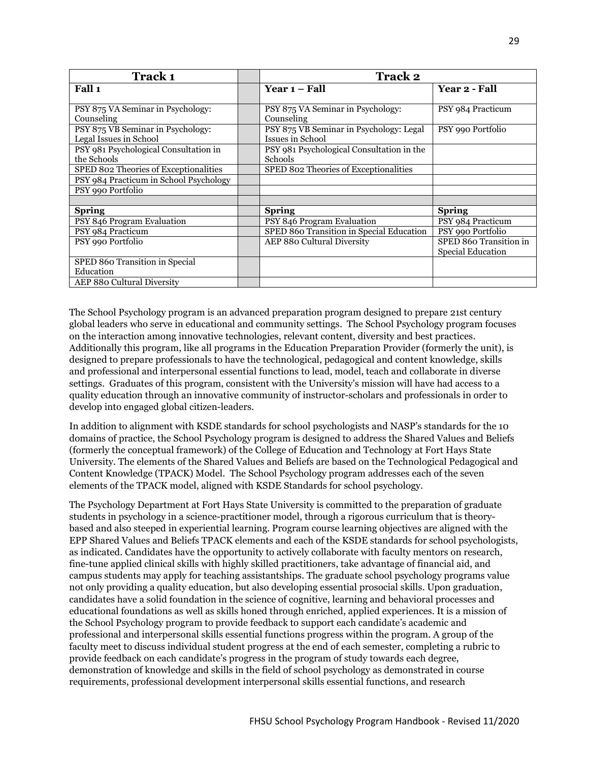| Track 1 | | Track 2 | |
|---|---|---|---|
| **Fall 1** | | **Year 1 – Fall** | **Year 2 - Fall** |
| PSY 875 VA Seminar in Psychology: Counseling | | PSY 875 VA Seminar in Psychology: Counseling | PSY 984 Practicum |
| PSY 875 VB Seminar in Psychology: Legal Issues in School | | PSY 875 VB Seminar in Psychology: Legal Issues in School | PSY 990 Portfolio |
| PSY 981 Psychological Consultation in the Schools | | PSY 981 Psychological Consultation in the Schools | |
| SPED 802 Theories of Exceptionalities | | SPED 802 Theories of Exceptionalities | |
| PSY 984 Practicum in School Psychology | | | |
| PSY 990 Portfolio | | | |
| | | | |
| **Spring** | | **Spring** | **Spring** |
| PSY 846 Program Evaluation | | PSY 846 Program Evaluation | PSY 984 Practicum |
| PSY 984 Practicum | | SPED 860 Transition in Special Education | PSY 990 Portfolio |
| PSY 990 Portfolio | | AEP 880 Cultural Diversity | SPED 860 Transition in Special Education |
| SPED 860 Transition in Special Education | | | |
| AEP 880 Cultural Diversity | | | |

The School Psychology program is an advanced preparation program designed to prepare 21st century global leaders who serve in educational and community settings. The School Psychology program focuses on the interaction among innovative technologies, relevant content, diversity and best practices. Additionally this program, like all programs in the Education Preparation Provider (formerly the unit), is designed to prepare professionals to have the technological, pedagogical and content knowledge, skills and professional and interpersonal essential functions to lead, model, teach and collaborate in diverse settings. Graduates of this program, consistent with the University's mission will have had access to a quality education through an innovative community of instructor-scholars and professionals in order to develop into engaged global citizen-leaders.

In addition to alignment with KSDE standards for school psychologists and NASP's standards for the 10 domains of practice, the School Psychology program is designed to address the Shared Values and Beliefs (formerly the conceptual framework) of the College of Education and Technology at Fort Hays State University. The elements of the Shared Values and Beliefs are based on the Technological Pedagogical and Content Knowledge (TPACK) Model. The School Psychology program addresses each of the seven elements of the TPACK model, aligned with KSDE Standards for school psychology.

The Psychology Department at Fort Hays State University is committed to the preparation of graduate students in psychology in a science-practitioner model, through a rigorous curriculum that is theory-based and also steeped in experiential learning. Program course learning objectives are aligned with the EPP Shared Values and Beliefs TPACK elements and each of the KSDE standards for school psychologists, as indicated. Candidates have the opportunity to actively collaborate with faculty mentors on research, fine-tune applied clinical skills with highly skilled practitioners, take advantage of financial aid, and campus students may apply for teaching assistantships. The graduate school psychology programs value not only providing a quality education, but also developing essential prosocial skills. Upon graduation, candidates have a solid foundation in the science of cognitive, learning and behavioral processes and educational foundations as well as skills honed through enriched, applied experiences. It is a mission of the School Psychology program to provide feedback to support each candidate's academic and professional and interpersonal skills essential functions progress within the program. A group of the faculty meet to discuss individual student progress at the end of each semester, completing a rubric to provide feedback on each candidate's progress in the program of study towards each degree, demonstration of knowledge and skills in the field of school psychology as demonstrated in course requirements, professional development interpersonal skills essential functions, and research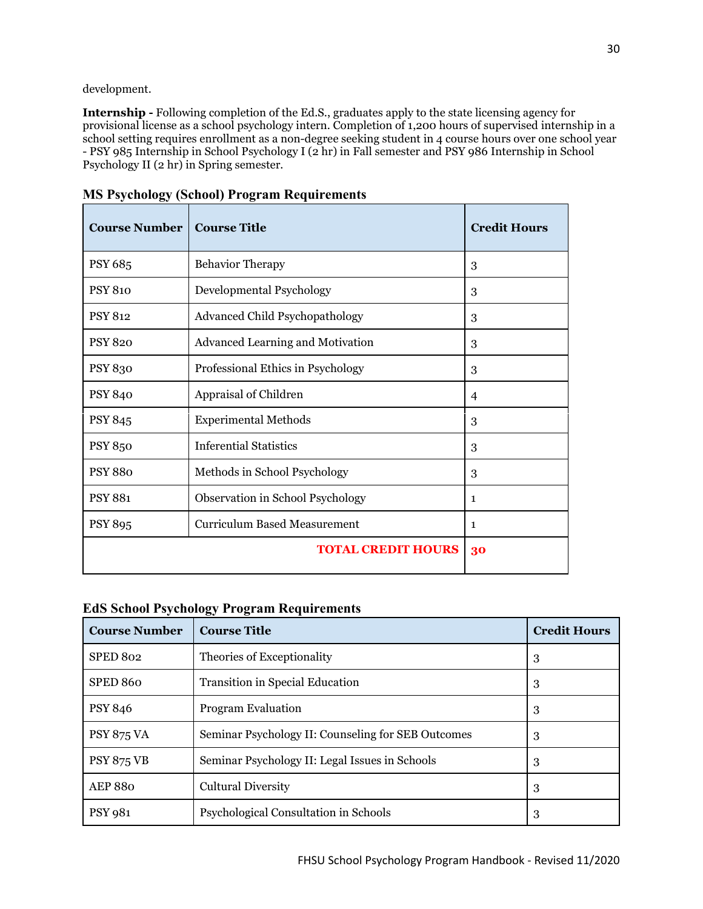development.

**Internship -** Following completion of the Ed.S., graduates apply to the state licensing agency for provisional license as a school psychology intern. Completion of 1,200 hours of supervised internship in a school setting requires enrollment as a non-degree seeking student in 4 course hours over one school year - PSY 985 Internship in School Psychology I (2 hr) in Fall semester and PSY 986 Internship in School Psychology II (2 hr) in Spring semester.

### MS Psychology (School) Program Requirements

| Course Number | Course Title | Credit Hours |
|---|---|---|
| PSY 685 | Behavior Therapy | 3 |
| PSY 810 | Developmental Psychology | 3 |
| PSY 812 | Advanced Child Psychopathology | 3 |
| PSY 820 | Advanced Learning and Motivation | 3 |
| PSY 830 | Professional Ethics in Psychology | 3 |
| PSY 840 | Appraisal of Children | 4 |
| PSY 845 | Experimental Methods | 3 |
| PSY 850 | Inferential Statistics | 3 |
| PSY 880 | Methods in School Psychology | 3 |
| PSY 881 | Observation in School Psychology | 1 |
| PSY 895 | Curriculum Based Measurement | 1 |
| | **TOTAL CREDIT HOURS** | **30** |

### EdS School Psychology Program Requirements

| Course Number | Course Title | Credit Hours |
|---|---|---|
| SPED 802 | Theories of Exceptionality | 3 |
| SPED 860 | Transition in Special Education | 3 |
| PSY 846 | Program Evaluation | 3 |
| PSY 875 VA | Seminar Psychology II: Counseling for SEB Outcomes | 3 |
| PSY 875 VB | Seminar Psychology II: Legal Issues in Schools | 3 |
| AEP 880 | Cultural Diversity | 3 |
| PSY 981 | Psychological Consultation in Schools | 3 |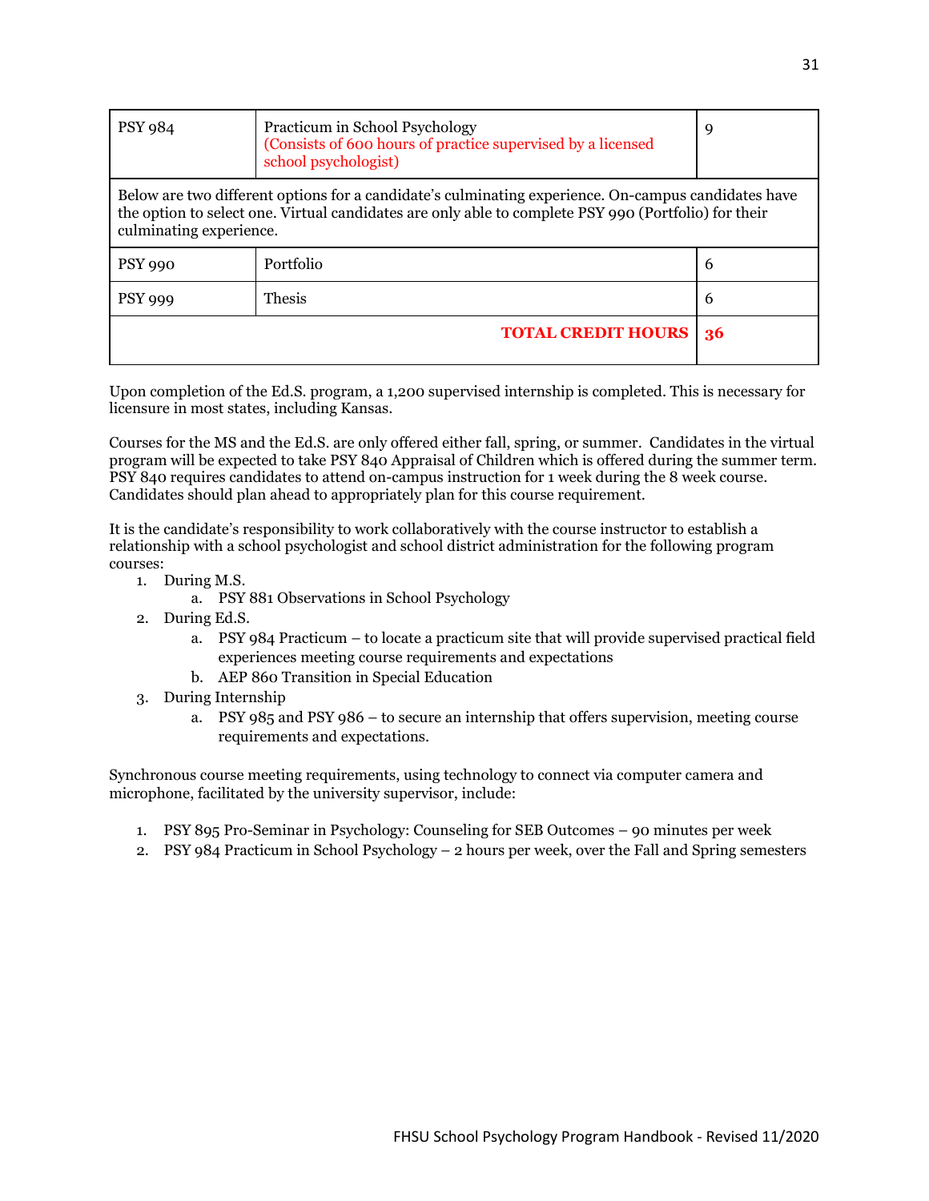| | | |
|---|---|---|
| PSY 984 | Practicum in School Psychology (Consists of 600 hours of practice supervised by a licensed school psychologist) | 9 |
| Below are two different options for a candidate's culminating experience. On-campus candidates have the option to select one. Virtual candidates are only able to complete PSY 990 (Portfolio) for their culminating experience. | | |
| PSY 990 | Portfolio | 6 |
| PSY 999 | Thesis | 6 |
| | **TOTAL CREDIT HOURS** | **36** |

Upon completion of the Ed.S. program, a 1,200 supervised internship is completed. This is necessary for licensure in most states, including Kansas.

Courses for the MS and the Ed.S. are only offered either fall, spring, or summer. Candidates in the virtual program will be expected to take PSY 840 Appraisal of Children which is offered during the summer term. PSY 840 requires candidates to attend on-campus instruction for 1 week during the 8 week course. Candidates should plan ahead to appropriately plan for this course requirement.

It is the candidate's responsibility to work collaboratively with the course instructor to establish a relationship with a school psychologist and school district administration for the following program courses:

1. During M.S.
   a. PSY 881 Observations in School Psychology
2. During Ed.S.
   a. PSY 984 Practicum – to locate a practicum site that will provide supervised practical field experiences meeting course requirements and expectations
   b. AEP 860 Transition in Special Education
3. During Internship
   a. PSY 985 and PSY 986 – to secure an internship that offers supervision, meeting course requirements and expectations.

Synchronous course meeting requirements, using technology to connect via computer camera and microphone, facilitated by the university supervisor, include:

1. PSY 895 Pro-Seminar in Psychology: Counseling for SEB Outcomes – 90 minutes per week
2. PSY 984 Practicum in School Psychology – 2 hours per week, over the Fall and Spring semesters